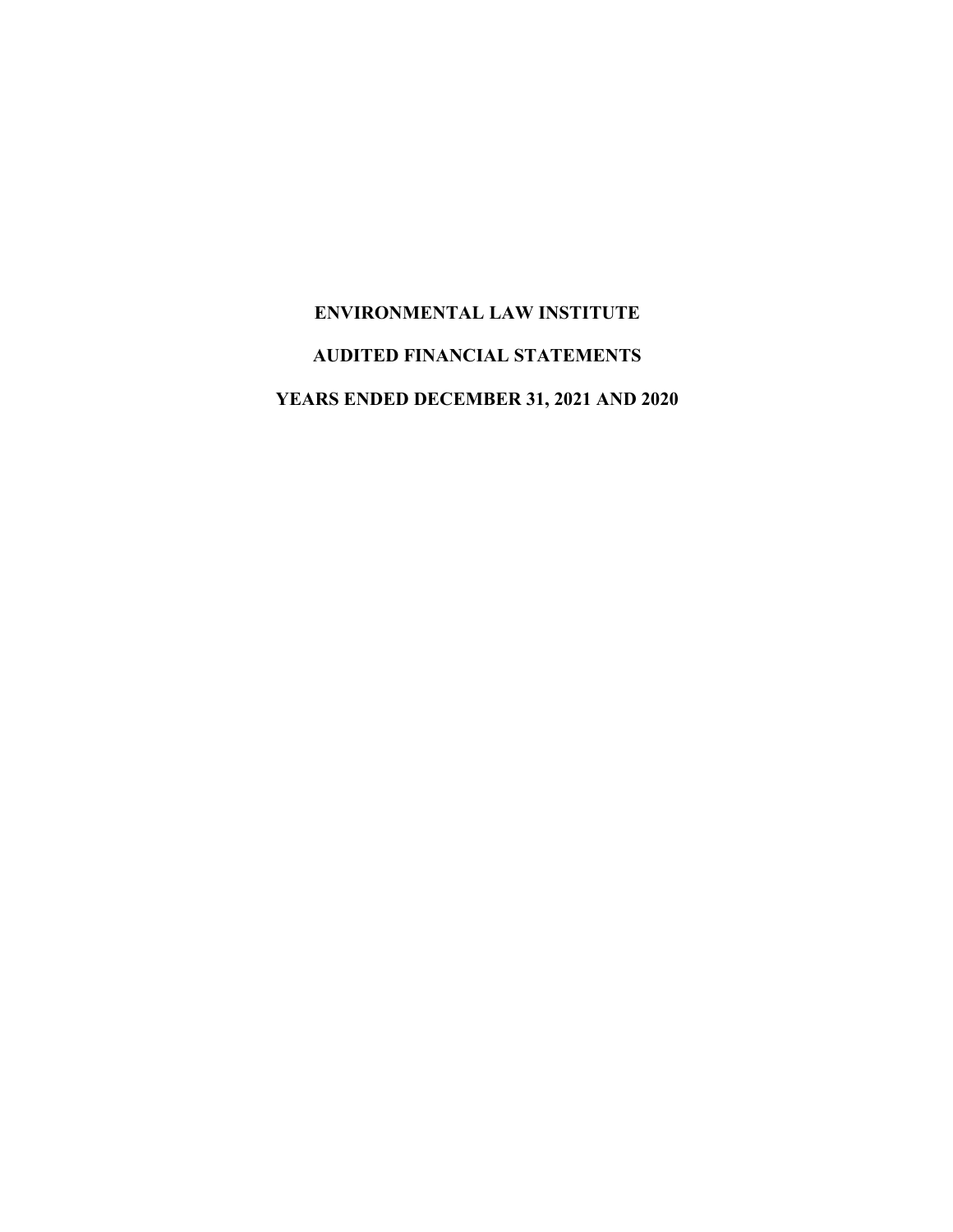# ENVIRONMENTAL LAW INSTITUTE

## AUDITED FINANCIAL STATEMENTS

## YEARS ENDED DECEMBER 31, 2021 AND 2020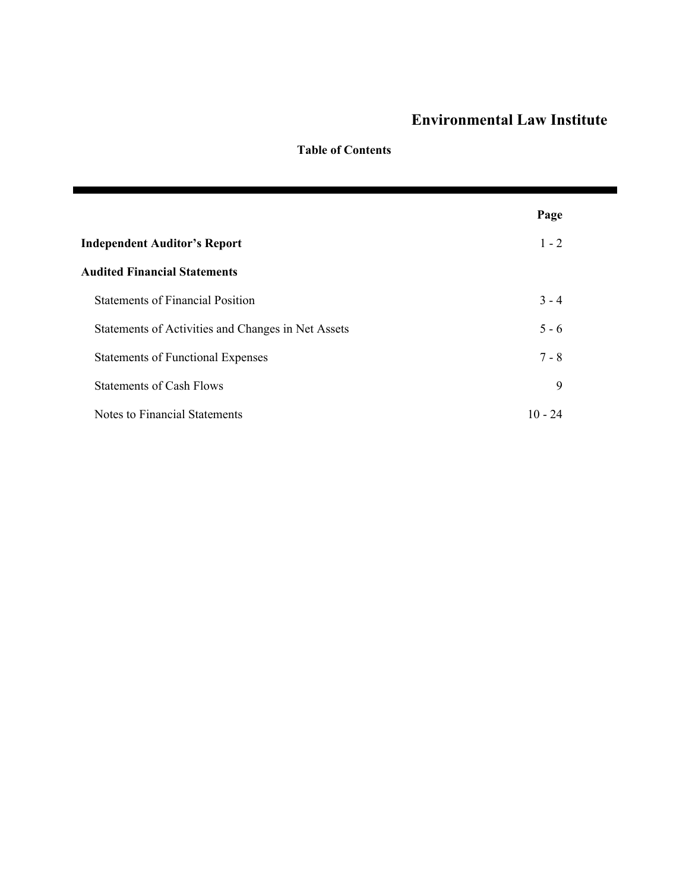# Environmental Law Institute

## Table of Contents

| | Page |
|---|---|
| **Independent Auditor's Report** | 1 - 2 |
| **Audited Financial Statements** | |
| Statements of Financial Position | 3 - 4 |
| Statements of Activities and Changes in Net Assets | 5 - 6 |
| Statements of Functional Expenses | 7 - 8 |
| Statements of Cash Flows | 9 |
| Notes to Financial Statements | 10 - 24 |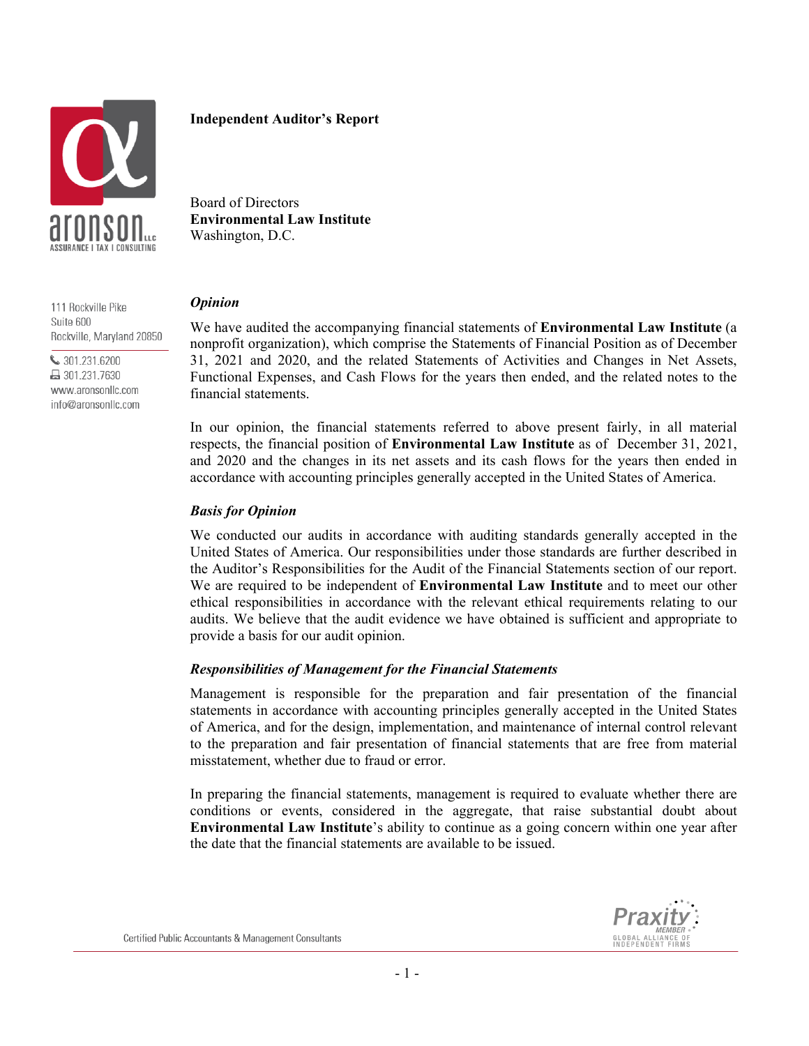# Independent Auditor's Report

Board of Directors
**Environmental Law Institute**
Washington, D.C.

111 Rockville Pike
Suite 600
Rockville, Maryland 20850

301.231.6200
301.231.7630
www.aronsonllc.com
info@aronsonllc.com

### *Opinion*

We have audited the accompanying financial statements of **Environmental Law Institute** (a nonprofit organization), which comprise the Statements of Financial Position as of December 31, 2021 and 2020, and the related Statements of Activities and Changes in Net Assets, Functional Expenses, and Cash Flows for the years then ended, and the related notes to the financial statements.

In our opinion, the financial statements referred to above present fairly, in all material respects, the financial position of **Environmental Law Institute** as of December 31, 2021, and 2020 and the changes in its net assets and its cash flows for the years then ended in accordance with accounting principles generally accepted in the United States of America.

### *Basis for Opinion*

We conducted our audits in accordance with auditing standards generally accepted in the United States of America. Our responsibilities under those standards are further described in the Auditor's Responsibilities for the Audit of the Financial Statements section of our report. We are required to be independent of **Environmental Law Institute** and to meet our other ethical responsibilities in accordance with the relevant ethical requirements relating to our audits. We believe that the audit evidence we have obtained is sufficient and appropriate to provide a basis for our audit opinion.

### *Responsibilities of Management for the Financial Statements*

Management is responsible for the preparation and fair presentation of the financial statements in accordance with accounting principles generally accepted in the United States of America, and for the design, implementation, and maintenance of internal control relevant to the preparation and fair presentation of financial statements that are free from material misstatement, whether due to fraud or error.

In preparing the financial statements, management is required to evaluate whether there are conditions or events, considered in the aggregate, that raise substantial doubt about **Environmental Law Institute**'s ability to continue as a going concern within one year after the date that the financial statements are available to be issued.

Certified Public Accountants & Management Consultants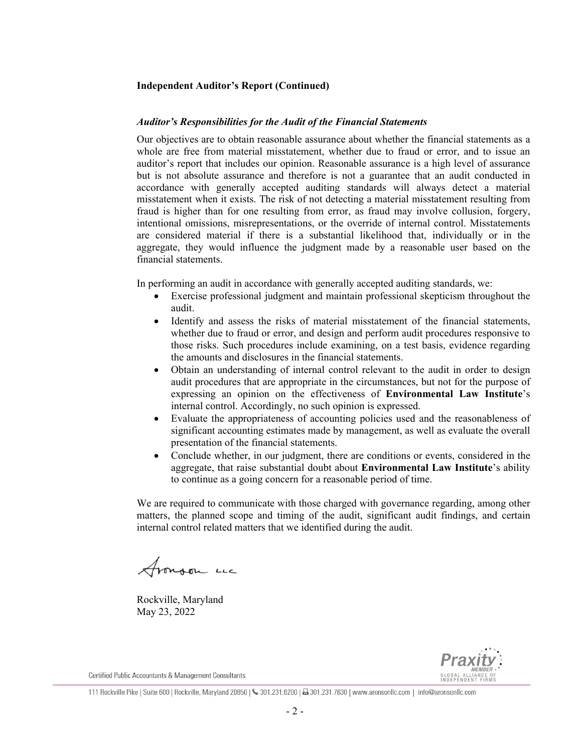**Independent Auditor's Report (Continued)**

***Auditor's Responsibilities for the Audit of the Financial Statements***

Our objectives are to obtain reasonable assurance about whether the financial statements as a whole are free from material misstatement, whether due to fraud or error, and to issue an auditor's report that includes our opinion. Reasonable assurance is a high level of assurance but is not absolute assurance and therefore is not a guarantee that an audit conducted in accordance with generally accepted auditing standards will always detect a material misstatement when it exists. The risk of not detecting a material misstatement resulting from fraud is higher than for one resulting from error, as fraud may involve collusion, forgery, intentional omissions, misrepresentations, or the override of internal control. Misstatements are considered material if there is a substantial likelihood that, individually or in the aggregate, they would influence the judgment made by a reasonable user based on the financial statements.

In performing an audit in accordance with generally accepted auditing standards, we:

- Exercise professional judgment and maintain professional skepticism throughout the audit.
- Identify and assess the risks of material misstatement of the financial statements, whether due to fraud or error, and design and perform audit procedures responsive to those risks. Such procedures include examining, on a test basis, evidence regarding the amounts and disclosures in the financial statements.
- Obtain an understanding of internal control relevant to the audit in order to design audit procedures that are appropriate in the circumstances, but not for the purpose of expressing an opinion on the effectiveness of **Environmental Law Institute**'s internal control. Accordingly, no such opinion is expressed.
- Evaluate the appropriateness of accounting policies used and the reasonableness of significant accounting estimates made by management, as well as evaluate the overall presentation of the financial statements.
- Conclude whether, in our judgment, there are conditions or events, considered in the aggregate, that raise substantial doubt about **Environmental Law Institute**'s ability to continue as a going concern for a reasonable period of time.

We are required to communicate with those charged with governance regarding, among other matters, the planned scope and timing of the audit, significant audit findings, and certain internal control related matters that we identified during the audit.

Aronson LLC

Rockville, Maryland
May 23, 2022

Certified Public Accountants & Management Consultants

111 Rockville Pike | Suite 600 | Rockville, Maryland 20850 | 301.231.6200 | 301.231.7630 | www.aronsonllc.com | info@aronsonllc.com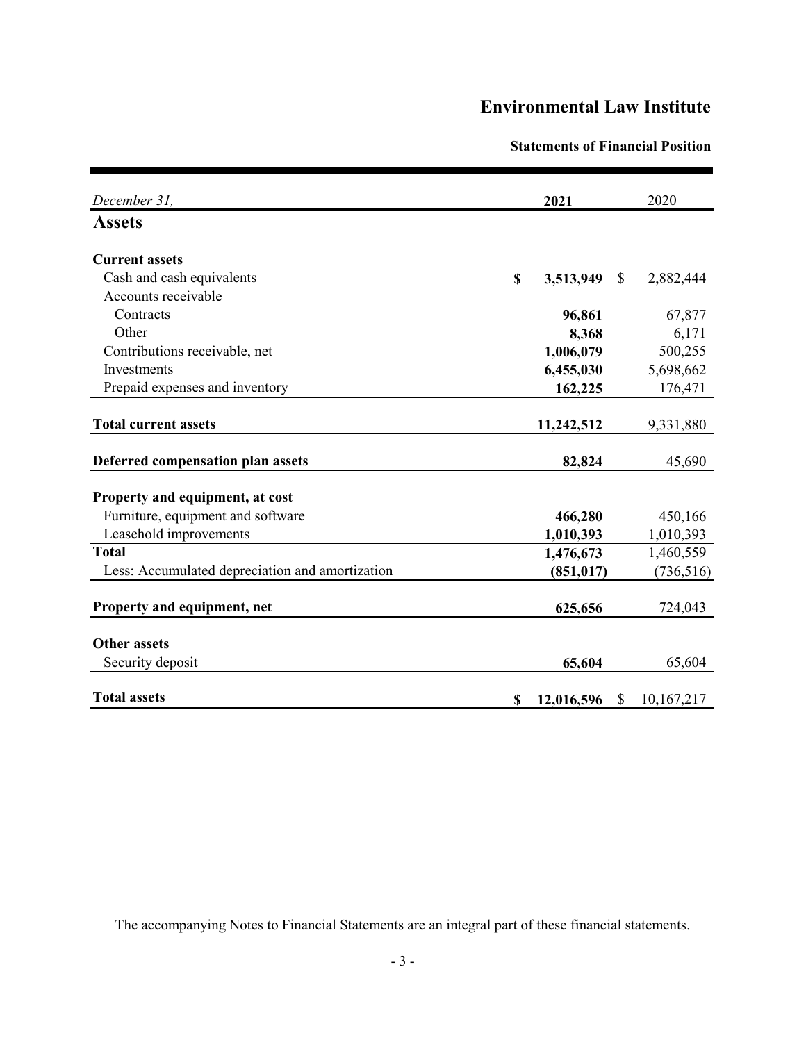# Environmental Law Institute

## Statements of Financial Position

| *December 31,* | **2021** | 2020 |
|---|---|---|
| **Assets** | | |
| **Current assets** | | |
| Cash and cash equivalents | **$ 3,513,949** | $ 2,882,444 |
| Accounts receivable | | |
| Contracts | **96,861** | 67,877 |
| Other | **8,368** | 6,171 |
| Contributions receivable, net | **1,006,079** | 500,255 |
| Investments | **6,455,030** | 5,698,662 |
| Prepaid expenses and inventory | **162,225** | 176,471 |
| **Total current assets** | **11,242,512** | 9,331,880 |
| **Deferred compensation plan assets** | **82,824** | 45,690 |
| **Property and equipment, at cost** | | |
| Furniture, equipment and software | **466,280** | 450,166 |
| Leasehold improvements | **1,010,393** | 1,010,393 |
| **Total** | **1,476,673** | 1,460,559 |
| Less: Accumulated depreciation and amortization | **(851,017)** | (736,516) |
| **Property and equipment, net** | **625,656** | 724,043 |
| **Other assets** | | |
| Security deposit | **65,604** | 65,604 |
| **Total assets** | **$ 12,016,596** | $ 10,167,217 |

The accompanying Notes to Financial Statements are an integral part of these financial statements.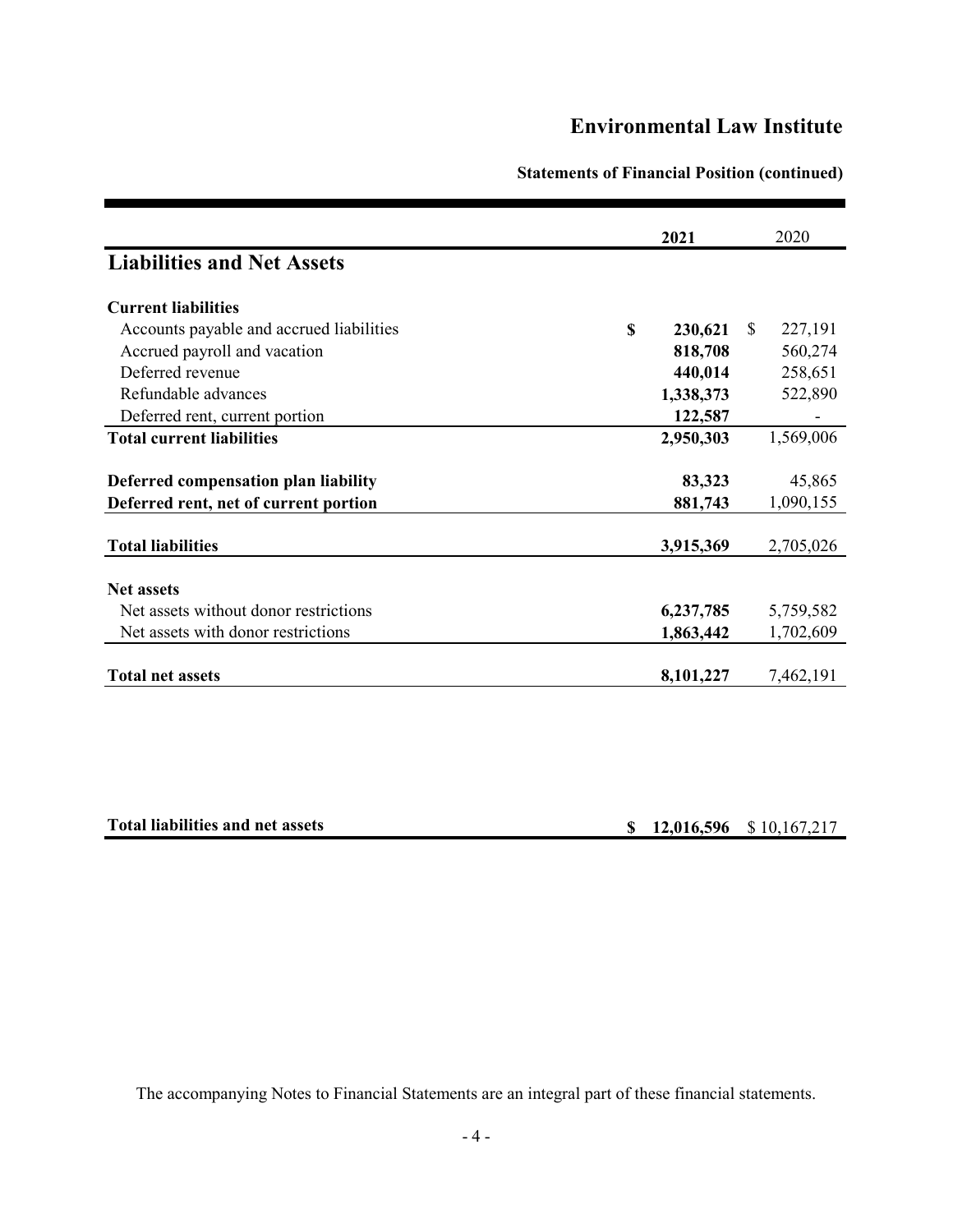# Environmental Law Institute

**Statements of Financial Position (continued)**

| | **2021** | 2020 |
|---|---|---|
| **Liabilities and Net Assets** | | |
| **Current liabilities** | | |
| Accounts payable and accrued liabilities | **$ 230,621** | $ 227,191 |
| Accrued payroll and vacation | **818,708** | 560,274 |
| Deferred revenue | **440,014** | 258,651 |
| Refundable advances | **1,338,373** | 522,890 |
| Deferred rent, current portion | **122,587** | - |
| **Total current liabilities** | **2,950,303** | 1,569,006 |
| **Deferred compensation plan liability** | **83,323** | 45,865 |
| **Deferred rent, net of current portion** | **881,743** | 1,090,155 |
| **Total liabilities** | **3,915,369** | 2,705,026 |
| **Net assets** | | |
| Net assets without donor restrictions | **6,237,785** | 5,759,582 |
| Net assets with donor restrictions | **1,863,442** | 1,702,609 |
| **Total net assets** | **8,101,227** | 7,462,191 |
| **Total liabilities and net assets** | **$ 12,016,596** | $ 10,167,217 |

The accompanying Notes to Financial Statements are an integral part of these financial statements.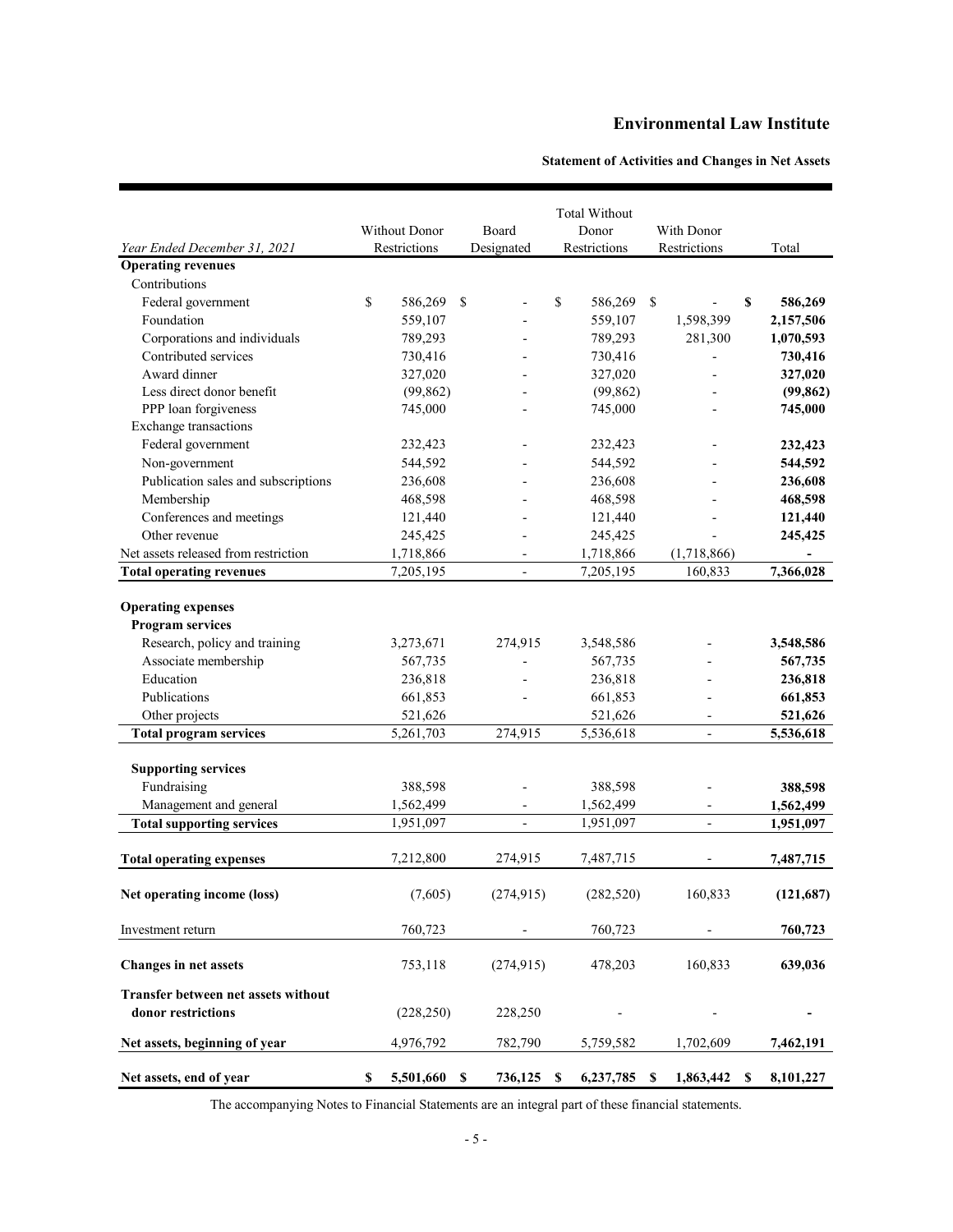# Environmental Law Institute

**Statement of Activities and Changes in Net Assets**

| *Year Ended December 31, 2021* | Without Donor Restrictions | Board Designated | Total Without Donor Restrictions | With Donor Restrictions | Total |
|---|---|---|---|---|---|
| **Operating revenues** | | | | | |
| Contributions | | | | | |
| Federal government | $ 586,269 | $ - | $ 586,269 | $ - | **$ 586,269** |
| Foundation | 559,107 | - | 559,107 | 1,598,399 | **2,157,506** |
| Corporations and individuals | 789,293 | - | 789,293 | 281,300 | **1,070,593** |
| Contributed services | 730,416 | - | 730,416 | - | **730,416** |
| Award dinner | 327,020 | - | 327,020 | - | **327,020** |
| Less direct donor benefit | (99,862) | - | (99,862) | - | **(99,862)** |
| PPP loan forgiveness | 745,000 | - | 745,000 | - | **745,000** |
| Exchange transactions | | | | | |
| Federal government | 232,423 | - | 232,423 | - | **232,423** |
| Non-government | 544,592 | - | 544,592 | - | **544,592** |
| Publication sales and subscriptions | 236,608 | - | 236,608 | - | **236,608** |
| Membership | 468,598 | - | 468,598 | - | **468,598** |
| Conferences and meetings | 121,440 | - | 121,440 | - | **121,440** |
| Other revenue | 245,425 | - | 245,425 | - | **245,425** |
| Net assets released from restriction | 1,718,866 | - | 1,718,866 | (1,718,866) | **-** |
| **Total operating revenues** | 7,205,195 | - | 7,205,195 | 160,833 | **7,366,028** |
| **Operating expenses** | | | | | |
| **Program services** | | | | | |
| Research, policy and training | 3,273,671 | 274,915 | 3,548,586 | - | **3,548,586** |
| Associate membership | 567,735 | - | 567,735 | - | **567,735** |
| Education | 236,818 | - | 236,818 | - | **236,818** |
| Publications | 661,853 | - | 661,853 | - | **661,853** |
| Other projects | 521,626 | | 521,626 | - | **521,626** |
| **Total program services** | 5,261,703 | 274,915 | 5,536,618 | - | **5,536,618** |
| **Supporting services** | | | | | |
| Fundraising | 388,598 | - | 388,598 | - | **388,598** |
| Management and general | 1,562,499 | - | 1,562,499 | - | **1,562,499** |
| **Total supporting services** | 1,951,097 | - | 1,951,097 | - | **1,951,097** |
| **Total operating expenses** | 7,212,800 | 274,915 | 7,487,715 | - | **7,487,715** |
| **Net operating income (loss)** | (7,605) | (274,915) | (282,520) | 160,833 | **(121,687)** |
| Investment return | 760,723 | - | 760,723 | - | **760,723** |
| **Changes in net assets** | 753,118 | (274,915) | 478,203 | 160,833 | 639,036 |
| **Transfer between net assets without donor restrictions** | (228,250) | 228,250 | - | - | - |
| **Net assets, beginning of year** | 4,976,792 | 782,790 | 5,759,582 | 1,702,609 | 7,462,191 |
| **Net assets, end of year** | **$ 5,501,660** | **$ 736,125** | **$ 6,237,785** | **$ 1,863,442** | **$ 8,101,227** |

The accompanying Notes to Financial Statements are an integral part of these financial statements.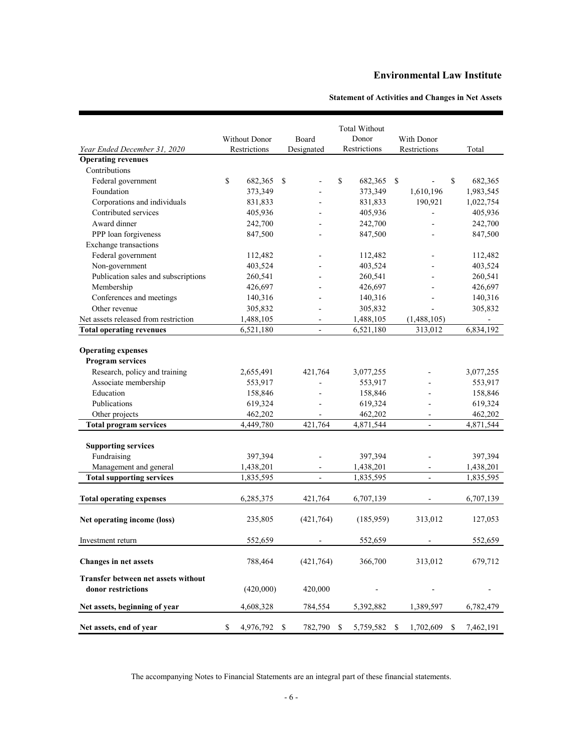# Environmental Law Institute

## Statement of Activities and Changes in Net Assets

| *Year Ended December 31, 2020* | Without Donor Restrictions | Board Designated | Total Without Donor Restrictions | With Donor Restrictions | Total |
|---|---|---|---|---|---|
| **Operating revenues** | | | | | |
| Contributions | | | | | |
| Federal government | $ 682,365 | $ - | $ 682,365 | $ - | $ 682,365 |
| Foundation | 373,349 | - | 373,349 | 1,610,196 | 1,983,545 |
| Corporations and individuals | 831,833 | - | 831,833 | 190,921 | 1,022,754 |
| Contributed services | 405,936 | - | 405,936 | - | 405,936 |
| Award dinner | 242,700 | - | 242,700 | - | 242,700 |
| PPP loan forgiveness | 847,500 | - | 847,500 | - | 847,500 |
| Exchange transactions | | | | | |
| Federal government | 112,482 | - | 112,482 | - | 112,482 |
| Non-government | 403,524 | - | 403,524 | - | 403,524 |
| Publication sales and subscriptions | 260,541 | - | 260,541 | - | 260,541 |
| Membership | 426,697 | - | 426,697 | - | 426,697 |
| Conferences and meetings | 140,316 | - | 140,316 | - | 140,316 |
| Other revenue | 305,832 | - | 305,832 | - | 305,832 |
| Net assets released from restriction | 1,488,105 | - | 1,488,105 | (1,488,105) | - |
| **Total operating revenues** | 6,521,180 | - | 6,521,180 | 313,012 | 6,834,192 |
| **Operating expenses** | | | | | |
| **Program services** | | | | | |
| Research, policy and training | 2,655,491 | 421,764 | 3,077,255 | - | 3,077,255 |
| Associate membership | 553,917 | - | 553,917 | - | 553,917 |
| Education | 158,846 | - | 158,846 | - | 158,846 |
| Publications | 619,324 | - | 619,324 | - | 619,324 |
| Other projects | 462,202 | - | 462,202 | - | 462,202 |
| **Total program services** | 4,449,780 | 421,764 | 4,871,544 | - | 4,871,544 |
| **Supporting services** | | | | | |
| Fundraising | 397,394 | - | 397,394 | - | 397,394 |
| Management and general | 1,438,201 | - | 1,438,201 | - | 1,438,201 |
| **Total supporting services** | 1,835,595 | - | 1,835,595 | - | 1,835,595 |
| **Total operating expenses** | 6,285,375 | 421,764 | 6,707,139 | - | 6,707,139 |
| **Net operating income (loss)** | 235,805 | (421,764) | (185,959) | 313,012 | 127,053 |
| Investment return | 552,659 | - | 552,659 | - | 552,659 |
| **Changes in net assets** | 788,464 | (421,764) | 366,700 | 313,012 | 679,712 |
| **Transfer between net assets without donor restrictions** | (420,000) | 420,000 | - | - | - |
| **Net assets, beginning of year** | 4,608,328 | 784,554 | 5,392,882 | 1,389,597 | 6,782,479 |
| **Net assets, end of year** | $ 4,976,792 | $ 782,790 | $ 5,759,582 | $ 1,702,609 | $ 7,462,191 |

The accompanying Notes to Financial Statements are an integral part of these financial statements.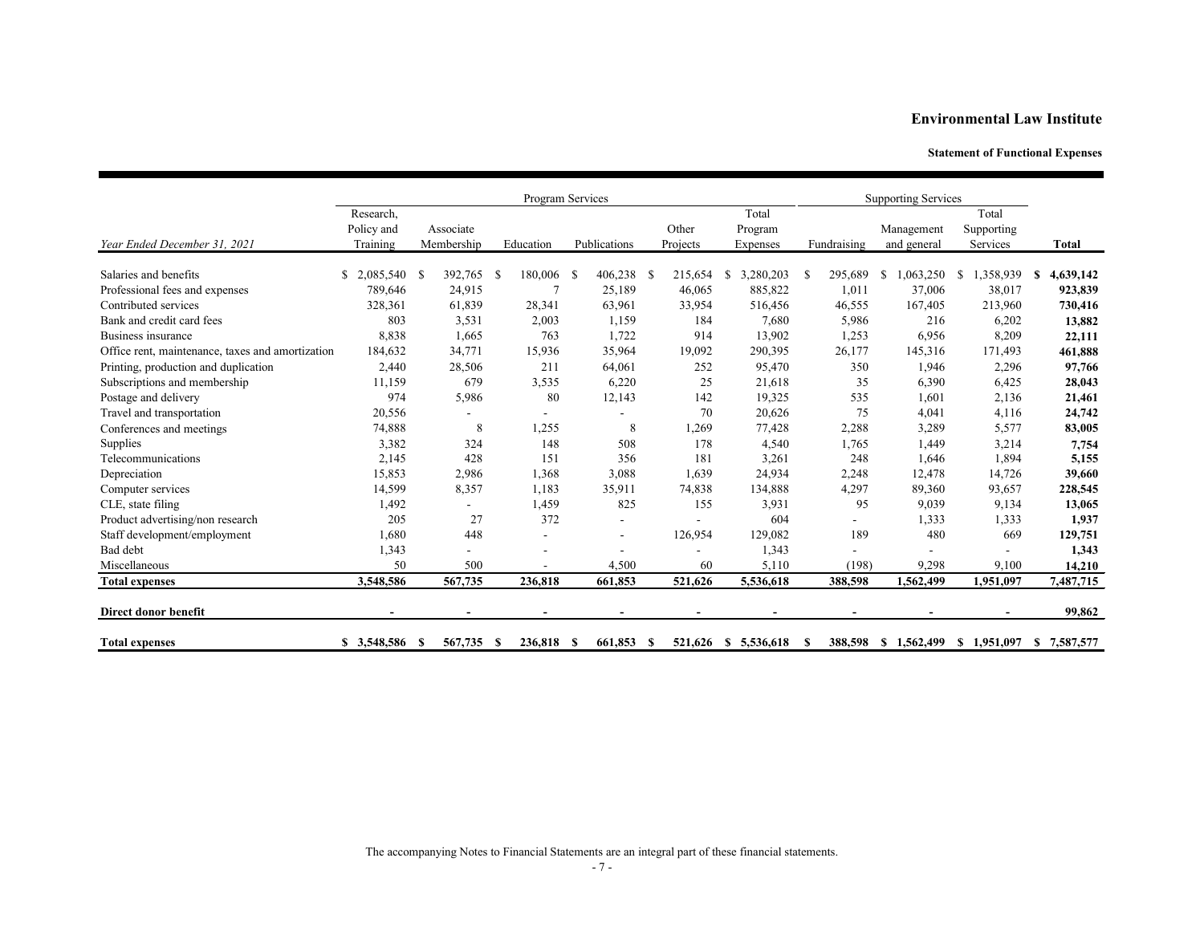# Environmental Law Institute

## Statement of Functional Expenses

| Year Ended December 31, 2021 | Program Services | | | | | | Supporting Services | | | |
|---|---|---|---|---|---|---|---|---|---|---|
| | Research, Policy and Training | Associate Membership | Education | Publications | Other Projects | Total Program Expenses | Fundraising | Management and general | Total Supporting Services | **Total** |
| Salaries and benefits | $ 2,085,540 | $ 392,765 | $ 180,006 | $ 406,238 | $ 215,654 | $ 3,280,203 | $ 295,689 | $ 1,063,250 | $ 1,358,939 | **$ 4,639,142** |
| Professional fees and expenses | 789,646 | 24,915 | 7 | 25,189 | 46,065 | 885,822 | 1,011 | 37,006 | 38,017 | **923,839** |
| Contributed services | 328,361 | 61,839 | 28,341 | 63,961 | 33,954 | 516,456 | 46,555 | 167,405 | 213,960 | **730,416** |
| Bank and credit card fees | 803 | 3,531 | 2,003 | 1,159 | 184 | 7,680 | 5,986 | 216 | 6,202 | **13,882** |
| Business insurance | 8,838 | 1,665 | 763 | 1,722 | 914 | 13,902 | 1,253 | 6,956 | 8,209 | **22,111** |
| Office rent, maintenance, taxes and amortization | 184,632 | 34,771 | 15,936 | 35,964 | 19,092 | 290,395 | 26,177 | 145,316 | 171,493 | **461,888** |
| Printing, production and duplication | 2,440 | 28,506 | 211 | 64,061 | 252 | 95,470 | 350 | 1,946 | 2,296 | **97,766** |
| Subscriptions and membership | 11,159 | 679 | 3,535 | 6,220 | 25 | 21,618 | 35 | 6,390 | 6,425 | **28,043** |
| Postage and delivery | 974 | 5,986 | 80 | 12,143 | 142 | 19,325 | 535 | 1,601 | 2,136 | **21,461** |
| Travel and transportation | 20,556 | - | - | - | 70 | 20,626 | 75 | 4,041 | 4,116 | **24,742** |
| Conferences and meetings | 74,888 | 8 | 1,255 | 8 | 1,269 | 77,428 | 2,288 | 3,289 | 5,577 | **83,005** |
| Supplies | 3,382 | 324 | 148 | 508 | 178 | 4,540 | 1,765 | 1,449 | 3,214 | **7,754** |
| Telecommunications | 2,145 | 428 | 151 | 356 | 181 | 3,261 | 248 | 1,646 | 1,894 | **5,155** |
| Depreciation | 15,853 | 2,986 | 1,368 | 3,088 | 1,639 | 24,934 | 2,248 | 12,478 | 14,726 | **39,660** |
| Computer services | 14,599 | 8,357 | 1,183 | 35,911 | 74,838 | 134,888 | 4,297 | 89,360 | 93,657 | **228,545** |
| CLE, state filing | 1,492 | - | 1,459 | 825 | 155 | 3,931 | 95 | 9,039 | 9,134 | **13,065** |
| Product advertising/non research | 205 | 27 | 372 | - | - | 604 | - | 1,333 | 1,333 | **1,937** |
| Staff development/employment | 1,680 | 448 | - | - | 126,954 | 129,082 | 189 | 480 | 669 | **129,751** |
| Bad debt | 1,343 | - | - | - | - | 1,343 | - | - | - | **1,343** |
| Miscellaneous | 50 | 500 | - | 4,500 | 60 | 5,110 | (198) | 9,298 | 9,100 | **14,210** |
| **Total expenses** | **3,548,586** | **567,735** | **236,818** | **661,853** | **521,626** | **5,536,618** | **388,598** | **1,562,499** | **1,951,097** | **7,487,715** |
| **Direct donor benefit** | **-** | **-** | **-** | **-** | **-** | **-** | **-** | **-** | **-** | **99,862** |
| **Total expenses** | **$ 3,548,586** | **$ 567,735** | **$ 236,818** | **$ 661,853** | **$ 521,626** | **$ 5,536,618** | **$ 388,598** | **$ 1,562,499** | **$ 1,951,097** | **$ 7,587,577** |

The accompanying Notes to Financial Statements are an integral part of these financial statements.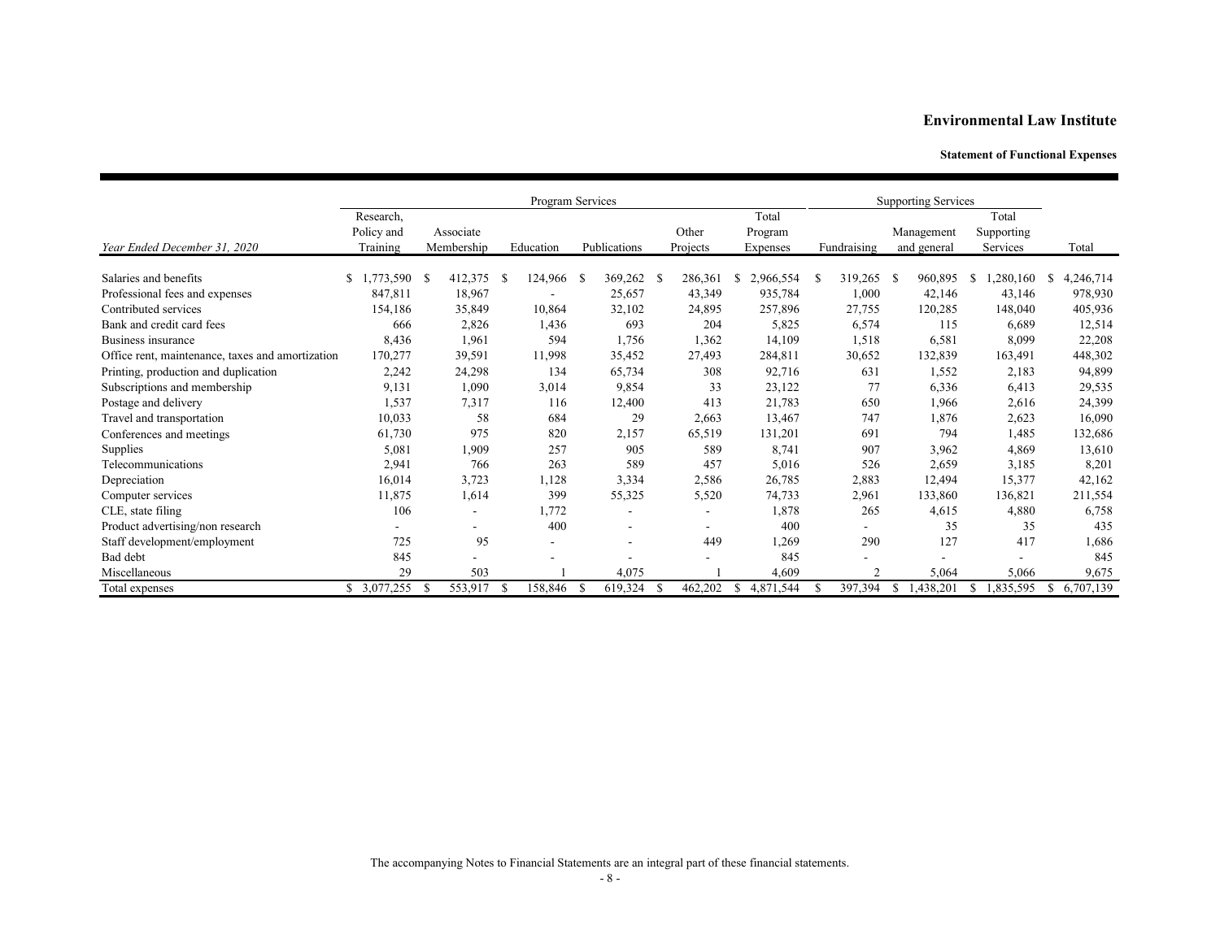## Environmental Law Institute

### Statement of Functional Expenses

| | Program Services | | | | | | Supporting Services | | | |
|---|---|---|---|---|---|---|---|---|---|---|
| *Year Ended December 31, 2020* | Research, Policy and Training | Associate Membership | Education | Publications | Other Projects | Total Program Expenses | Fundraising | Management and general | Total Supporting Services | Total |
| Salaries and benefits | $ 1,773,590 | $ 412,375 | $ 124,966 | $ 369,262 | $ 286,361 | $ 2,966,554 | $ 319,265 | $ 960,895 | $ 1,280,160 | $ 4,246,714 |
| Professional fees and expenses | 847,811 | 18,967 | - | 25,657 | 43,349 | 935,784 | 1,000 | 42,146 | 43,146 | 978,930 |
| Contributed services | 154,186 | 35,849 | 10,864 | 32,102 | 24,895 | 257,896 | 27,755 | 120,285 | 148,040 | 405,936 |
| Bank and credit card fees | 666 | 2,826 | 1,436 | 693 | 204 | 5,825 | 6,574 | 115 | 6,689 | 12,514 |
| Business insurance | 8,436 | 1,961 | 594 | 1,756 | 1,362 | 14,109 | 1,518 | 6,581 | 8,099 | 22,208 |
| Office rent, maintenance, taxes and amortization | 170,277 | 39,591 | 11,998 | 35,452 | 27,493 | 284,811 | 30,652 | 132,839 | 163,491 | 448,302 |
| Printing, production and duplication | 2,242 | 24,298 | 134 | 65,734 | 308 | 92,716 | 631 | 1,552 | 2,183 | 94,899 |
| Subscriptions and membership | 9,131 | 1,090 | 3,014 | 9,854 | 33 | 23,122 | 77 | 6,336 | 6,413 | 29,535 |
| Postage and delivery | 1,537 | 7,317 | 116 | 12,400 | 413 | 21,783 | 650 | 1,966 | 2,616 | 24,399 |
| Travel and transportation | 10,033 | 58 | 684 | 29 | 2,663 | 13,467 | 747 | 1,876 | 2,623 | 16,090 |
| Conferences and meetings | 61,730 | 975 | 820 | 2,157 | 65,519 | 131,201 | 691 | 794 | 1,485 | 132,686 |
| Supplies | 5,081 | 1,909 | 257 | 905 | 589 | 8,741 | 907 | 3,962 | 4,869 | 13,610 |
| Telecommunications | 2,941 | 766 | 263 | 589 | 457 | 5,016 | 526 | 2,659 | 3,185 | 8,201 |
| Depreciation | 16,014 | 3,723 | 1,128 | 3,334 | 2,586 | 26,785 | 2,883 | 12,494 | 15,377 | 42,162 |
| Computer services | 11,875 | 1,614 | 399 | 55,325 | 5,520 | 74,733 | 2,961 | 133,860 | 136,821 | 211,554 |
| CLE, state filing | 106 | - | 1,772 | - | - | 1,878 | 265 | 4,615 | 4,880 | 6,758 |
| Product advertising/non research | - | - | 400 | - | - | 400 | - | 35 | 35 | 435 |
| Staff development/employment | 725 | 95 | - | - | 449 | 1,269 | 290 | 127 | 417 | 1,686 |
| Bad debt | 845 | - | - | - | - | 845 | - | - | - | 845 |
| Miscellaneous | 29 | 503 | 1 | 4,075 | 1 | 4,609 | 2 | 5,064 | 5,066 | 9,675 |
| Total expenses | $ 3,077,255 | $ 553,917 | $ 158,846 | $ 619,324 | $ 462,202 | $ 4,871,544 | $ 397,394 | $ 1,438,201 | $ 1,835,595 | $ 6,707,139 |

The accompanying Notes to Financial Statements are an integral part of these financial statements.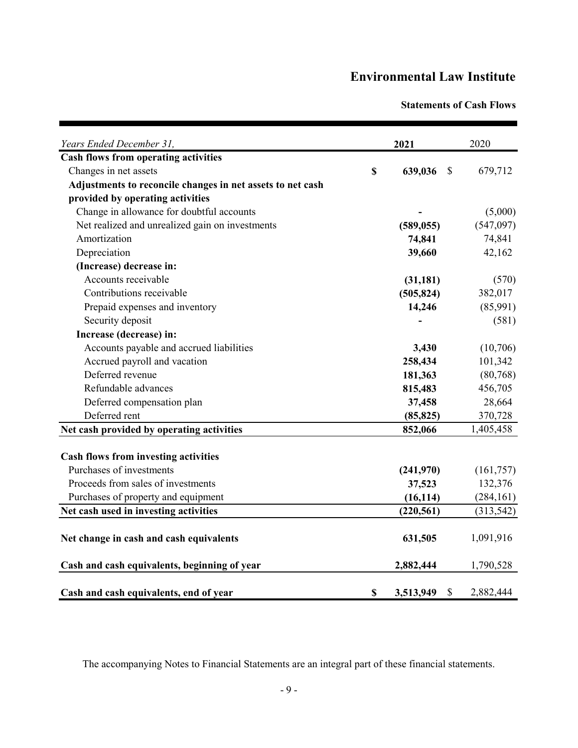# Environmental Law Institute

### Statements of Cash Flows

| *Years Ended December 31,* | **2021** | 2020 |
|---|---|---|
| **Cash flows from operating activities** | | |
| Changes in net assets | **$ 639,036** | $ 679,712 |
| **Adjustments to reconcile changes in net assets to net cash provided by operating activities** | | |
| Change in allowance for doubtful accounts | **-** | (5,000) |
| Net realized and unrealized gain on investments | **(589,055)** | (547,097) |
| Amortization | **74,841** | 74,841 |
| Depreciation | **39,660** | 42,162 |
| **(Increase) decrease in:** | | |
| Accounts receivable | **(31,181)** | (570) |
| Contributions receivable | **(505,824)** | 382,017 |
| Prepaid expenses and inventory | **14,246** | (85,991) |
| Security deposit | **-** | (581) |
| **Increase (decrease) in:** | | |
| Accounts payable and accrued liabilities | **3,430** | (10,706) |
| Accrued payroll and vacation | **258,434** | 101,342 |
| Deferred revenue | **181,363** | (80,768) |
| Refundable advances | **815,483** | 456,705 |
| Deferred compensation plan | **37,458** | 28,664 |
| Deferred rent | **(85,825)** | 370,728 |
| **Net cash provided by operating activities** | **852,066** | 1,405,458 |
| | | |
| **Cash flows from investing activities** | | |
| Purchases of investments | **(241,970)** | (161,757) |
| Proceeds from sales of investments | **37,523** | 132,376 |
| Purchases of property and equipment | **(16,114)** | (284,161) |
| **Net cash used in investing activities** | **(220,561)** | (313,542) |
| | | |
| **Net change in cash and cash equivalents** | **631,505** | 1,091,916 |
| | | |
| **Cash and cash equivalents, beginning of year** | **2,882,444** | 1,790,528 |
| | | |
| **Cash and cash equivalents, end of year** | **$ 3,513,949** | $ 2,882,444 |

The accompanying Notes to Financial Statements are an integral part of these financial statements.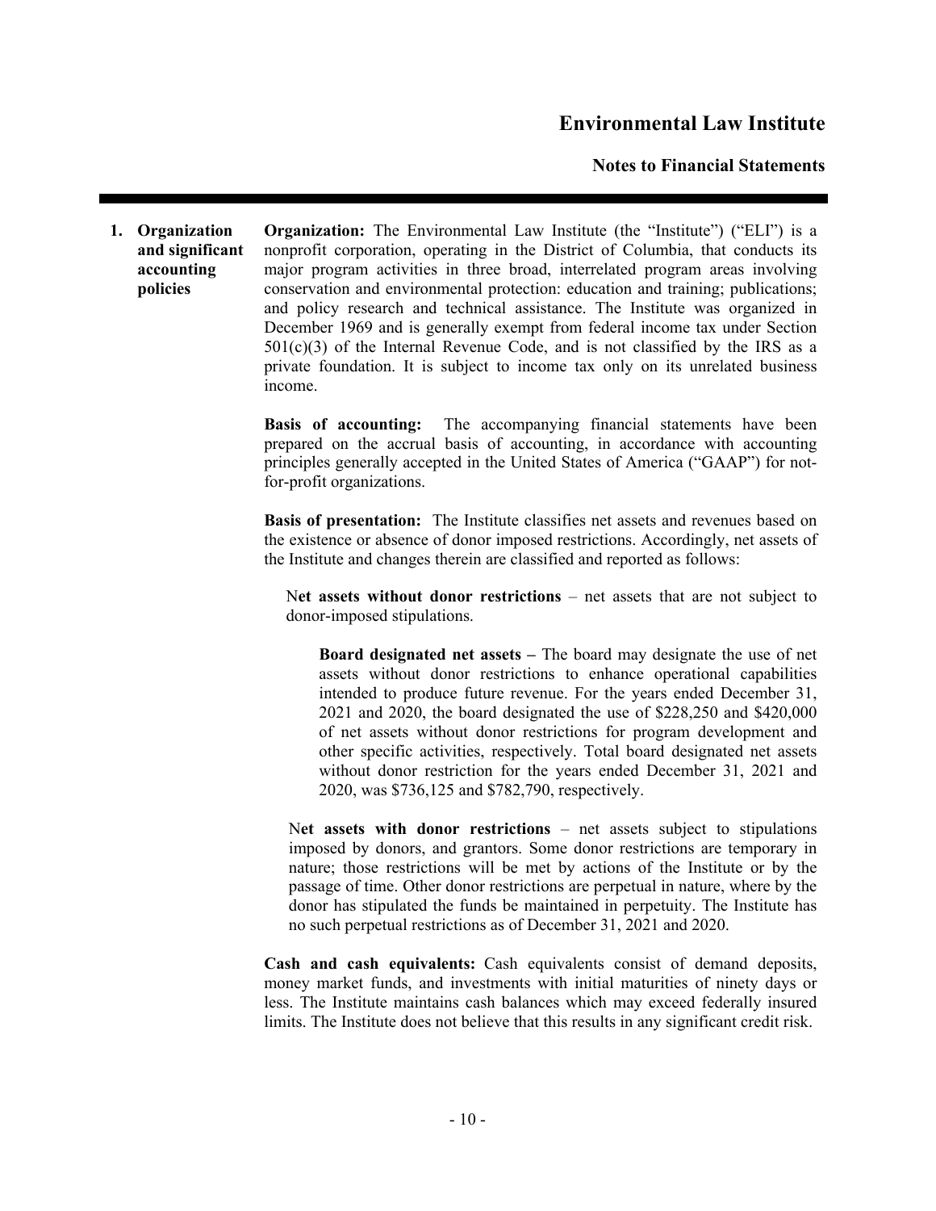## 1. Organization and significant accounting policies

**Organization:** The Environmental Law Institute (the "Institute") ("ELI") is a nonprofit corporation, operating in the District of Columbia, that conducts its major program activities in three broad, interrelated program areas involving conservation and environmental protection: education and training; publications; and policy research and technical assistance. The Institute was organized in December 1969 and is generally exempt from federal income tax under Section 501(c)(3) of the Internal Revenue Code, and is not classified by the IRS as a private foundation. It is subject to income tax only on its unrelated business income.

**Basis of accounting:** The accompanying financial statements have been prepared on the accrual basis of accounting, in accordance with accounting principles generally accepted in the United States of America ("GAAP") for not-for-profit organizations.

**Basis of presentation:** The Institute classifies net assets and revenues based on the existence or absence of donor imposed restrictions. Accordingly, net assets of the Institute and changes therein are classified and reported as follows:

N**et assets without donor restrictions** – net assets that are not subject to donor-imposed stipulations.

**Board designated net assets –** The board may designate the use of net assets without donor restrictions to enhance operational capabilities intended to produce future revenue. For the years ended December 31, 2021 and 2020, the board designated the use of $228,250 and $420,000 of net assets without donor restrictions for program development and other specific activities, respectively. Total board designated net assets without donor restriction for the years ended December 31, 2021 and 2020, was $736,125 and $782,790, respectively.

N**et assets with donor restrictions** – net assets subject to stipulations imposed by donors, and grantors. Some donor restrictions are temporary in nature; those restrictions will be met by actions of the Institute or by the passage of time. Other donor restrictions are perpetual in nature, where by the donor has stipulated the funds be maintained in perpetuity. The Institute has no such perpetual restrictions as of December 31, 2021 and 2020.

**Cash and cash equivalents:** Cash equivalents consist of demand deposits, money market funds, and investments with initial maturities of ninety days or less. The Institute maintains cash balances which may exceed federally insured limits. The Institute does not believe that this results in any significant credit risk.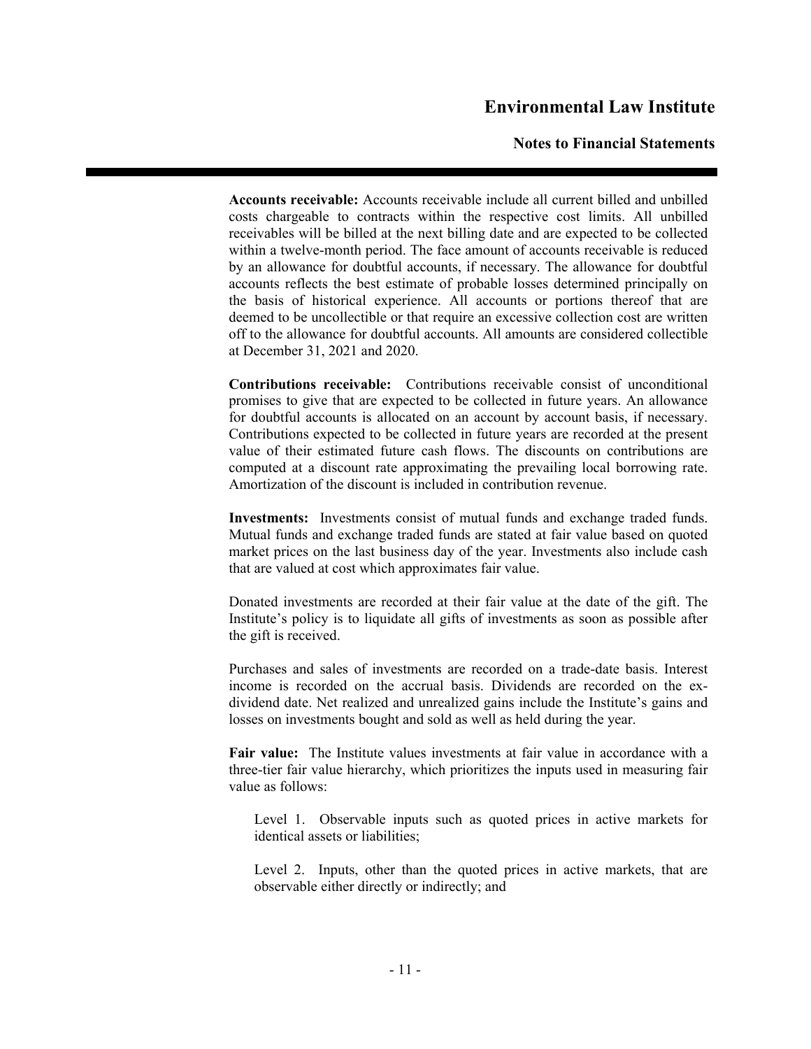**Accounts receivable:** Accounts receivable include all current billed and unbilled costs chargeable to contracts within the respective cost limits. All unbilled receivables will be billed at the next billing date and are expected to be collected within a twelve-month period. The face amount of accounts receivable is reduced by an allowance for doubtful accounts, if necessary. The allowance for doubtful accounts reflects the best estimate of probable losses determined principally on the basis of historical experience. All accounts or portions thereof that are deemed to be uncollectible or that require an excessive collection cost are written off to the allowance for doubtful accounts. All amounts are considered collectible at December 31, 2021 and 2020.

**Contributions receivable:** Contributions receivable consist of unconditional promises to give that are expected to be collected in future years. An allowance for doubtful accounts is allocated on an account by account basis, if necessary. Contributions expected to be collected in future years are recorded at the present value of their estimated future cash flows. The discounts on contributions are computed at a discount rate approximating the prevailing local borrowing rate. Amortization of the discount is included in contribution revenue.

**Investments:** Investments consist of mutual funds and exchange traded funds. Mutual funds and exchange traded funds are stated at fair value based on quoted market prices on the last business day of the year. Investments also include cash that are valued at cost which approximates fair value.

Donated investments are recorded at their fair value at the date of the gift. The Institute's policy is to liquidate all gifts of investments as soon as possible after the gift is received.

Purchases and sales of investments are recorded on a trade-date basis. Interest income is recorded on the accrual basis. Dividends are recorded on the ex-dividend date. Net realized and unrealized gains include the Institute's gains and losses on investments bought and sold as well as held during the year.

**Fair value:** The Institute values investments at fair value in accordance with a three-tier fair value hierarchy, which prioritizes the inputs used in measuring fair value as follows:

Level 1. Observable inputs such as quoted prices in active markets for identical assets or liabilities;

Level 2. Inputs, other than the quoted prices in active markets, that are observable either directly or indirectly; and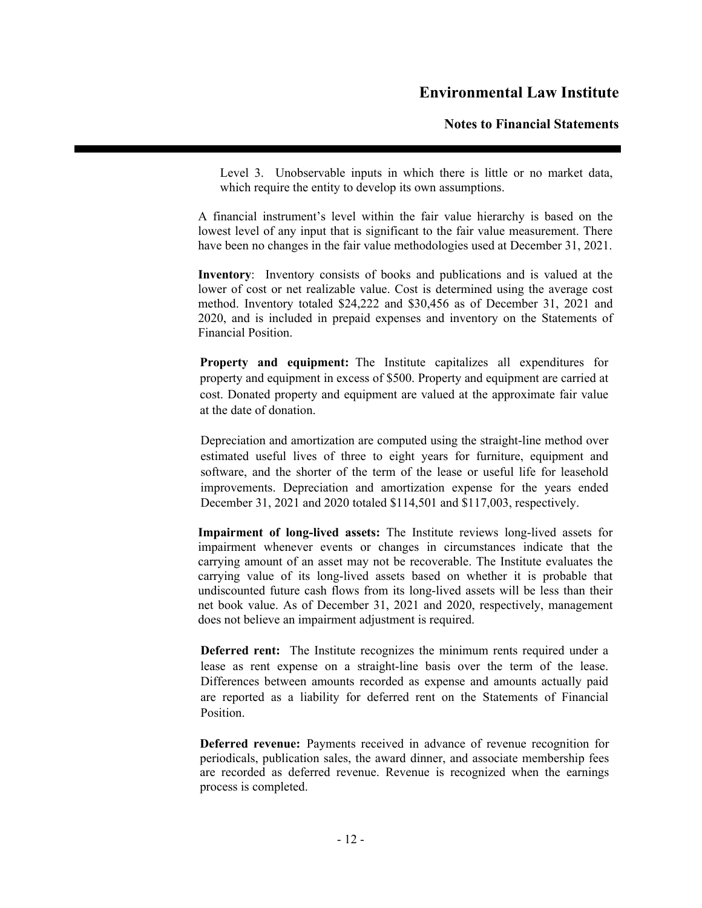Level 3. Unobservable inputs in which there is little or no market data, which require the entity to develop its own assumptions.

A financial instrument's level within the fair value hierarchy is based on the lowest level of any input that is significant to the fair value measurement. There have been no changes in the fair value methodologies used at December 31, 2021.

**Inventory**: Inventory consists of books and publications and is valued at the lower of cost or net realizable value. Cost is determined using the average cost method. Inventory totaled $24,222 and $30,456 as of December 31, 2021 and 2020, and is included in prepaid expenses and inventory on the Statements of Financial Position.

**Property and equipment:** The Institute capitalizes all expenditures for property and equipment in excess of $500. Property and equipment are carried at cost. Donated property and equipment are valued at the approximate fair value at the date of donation.

Depreciation and amortization are computed using the straight-line method over estimated useful lives of three to eight years for furniture, equipment and software, and the shorter of the term of the lease or useful life for leasehold improvements. Depreciation and amortization expense for the years ended December 31, 2021 and 2020 totaled $114,501 and $117,003, respectively.

**Impairment of long-lived assets:** The Institute reviews long-lived assets for impairment whenever events or changes in circumstances indicate that the carrying amount of an asset may not be recoverable. The Institute evaluates the carrying value of its long-lived assets based on whether it is probable that undiscounted future cash flows from its long-lived assets will be less than their net book value. As of December 31, 2021 and 2020, respectively, management does not believe an impairment adjustment is required.

**Deferred rent:** The Institute recognizes the minimum rents required under a lease as rent expense on a straight-line basis over the term of the lease. Differences between amounts recorded as expense and amounts actually paid are reported as a liability for deferred rent on the Statements of Financial Position.

**Deferred revenue:** Payments received in advance of revenue recognition for periodicals, publication sales, the award dinner, and associate membership fees are recorded as deferred revenue. Revenue is recognized when the earnings process is completed.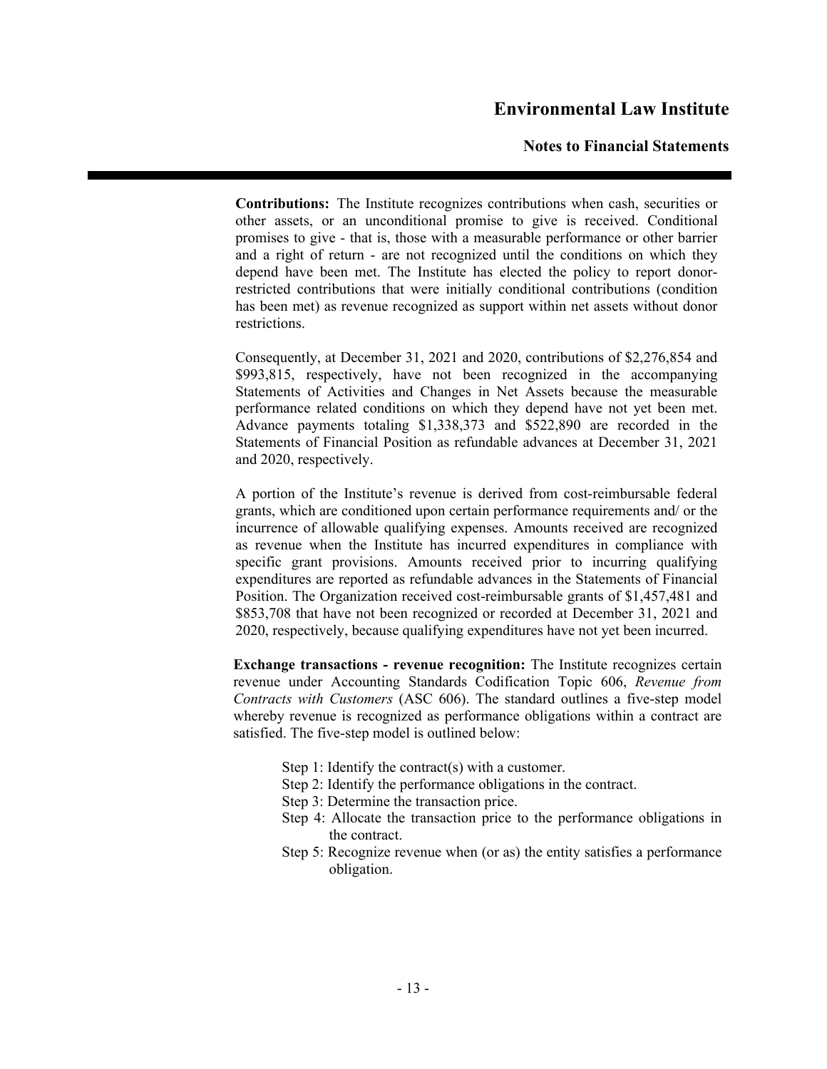**Contributions:** The Institute recognizes contributions when cash, securities or other assets, or an unconditional promise to give is received. Conditional promises to give - that is, those with a measurable performance or other barrier and a right of return - are not recognized until the conditions on which they depend have been met. The Institute has elected the policy to report donor-restricted contributions that were initially conditional contributions (condition has been met) as revenue recognized as support within net assets without donor restrictions.

Consequently, at December 31, 2021 and 2020, contributions of $2,276,854 and $993,815, respectively, have not been recognized in the accompanying Statements of Activities and Changes in Net Assets because the measurable performance related conditions on which they depend have not yet been met. Advance payments totaling $1,338,373 and $522,890 are recorded in the Statements of Financial Position as refundable advances at December 31, 2021 and 2020, respectively.

A portion of the Institute's revenue is derived from cost-reimbursable federal grants, which are conditioned upon certain performance requirements and/ or the incurrence of allowable qualifying expenses. Amounts received are recognized as revenue when the Institute has incurred expenditures in compliance with specific grant provisions. Amounts received prior to incurring qualifying expenditures are reported as refundable advances in the Statements of Financial Position. The Organization received cost-reimbursable grants of $1,457,481 and $853,708 that have not been recognized or recorded at December 31, 2021 and 2020, respectively, because qualifying expenditures have not yet been incurred.

**Exchange transactions - revenue recognition:** The Institute recognizes certain revenue under Accounting Standards Codification Topic 606, *Revenue from Contracts with Customers* (ASC 606). The standard outlines a five-step model whereby revenue is recognized as performance obligations within a contract are satisfied. The five-step model is outlined below:

- Step 1: Identify the contract(s) with a customer.
- Step 2: Identify the performance obligations in the contract.
- Step 3: Determine the transaction price.
- Step 4: Allocate the transaction price to the performance obligations in the contract.
- Step 5: Recognize revenue when (or as) the entity satisfies a performance obligation.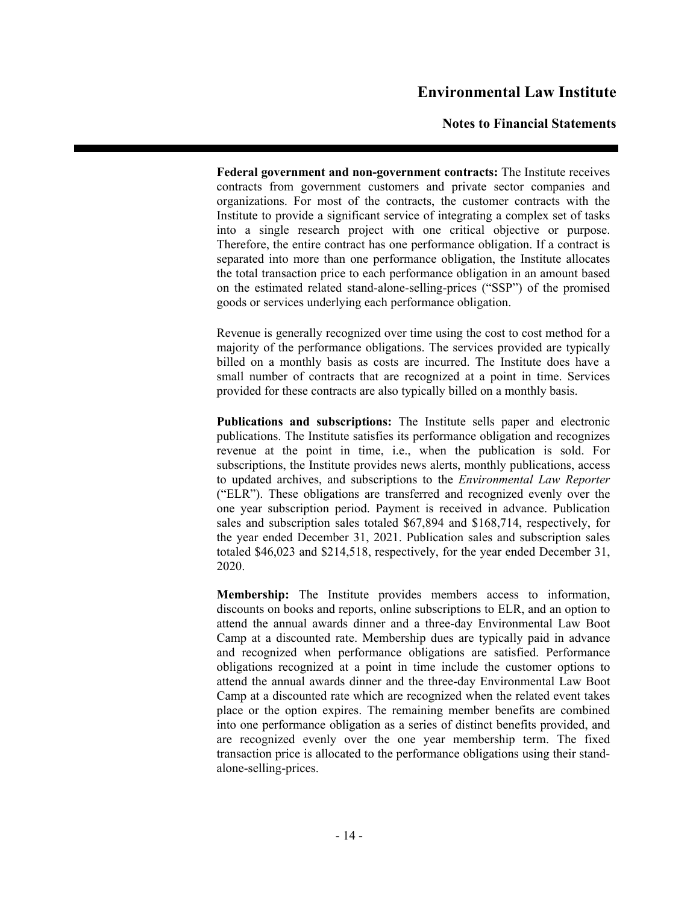**Federal government and non-government contracts:** The Institute receives contracts from government customers and private sector companies and organizations. For most of the contracts, the customer contracts with the Institute to provide a significant service of integrating a complex set of tasks into a single research project with one critical objective or purpose. Therefore, the entire contract has one performance obligation. If a contract is separated into more than one performance obligation, the Institute allocates the total transaction price to each performance obligation in an amount based on the estimated related stand-alone-selling-prices ("SSP") of the promised goods or services underlying each performance obligation.

Revenue is generally recognized over time using the cost to cost method for a majority of the performance obligations. The services provided are typically billed on a monthly basis as costs are incurred. The Institute does have a small number of contracts that are recognized at a point in time. Services provided for these contracts are also typically billed on a monthly basis.

**Publications and subscriptions:** The Institute sells paper and electronic publications. The Institute satisfies its performance obligation and recognizes revenue at the point in time, i.e., when the publication is sold. For subscriptions, the Institute provides news alerts, monthly publications, access to updated archives, and subscriptions to the *Environmental Law Reporter* ("ELR"). These obligations are transferred and recognized evenly over the one year subscription period. Payment is received in advance. Publication sales and subscription sales totaled $67,894 and $168,714, respectively, for the year ended December 31, 2021. Publication sales and subscription sales totaled $46,023 and $214,518, respectively, for the year ended December 31, 2020.

**Membership:** The Institute provides members access to information, discounts on books and reports, online subscriptions to ELR, and an option to attend the annual awards dinner and a three-day Environmental Law Boot Camp at a discounted rate. Membership dues are typically paid in advance and recognized when performance obligations are satisfied. Performance obligations recognized at a point in time include the customer options to attend the annual awards dinner and the three-day Environmental Law Boot Camp at a discounted rate which are recognized when the related event takes place or the option expires. The remaining member benefits are combined into one performance obligation as a series of distinct benefits provided, and are recognized evenly over the one year membership term. The fixed transaction price is allocated to the performance obligations using their stand-alone-selling-prices.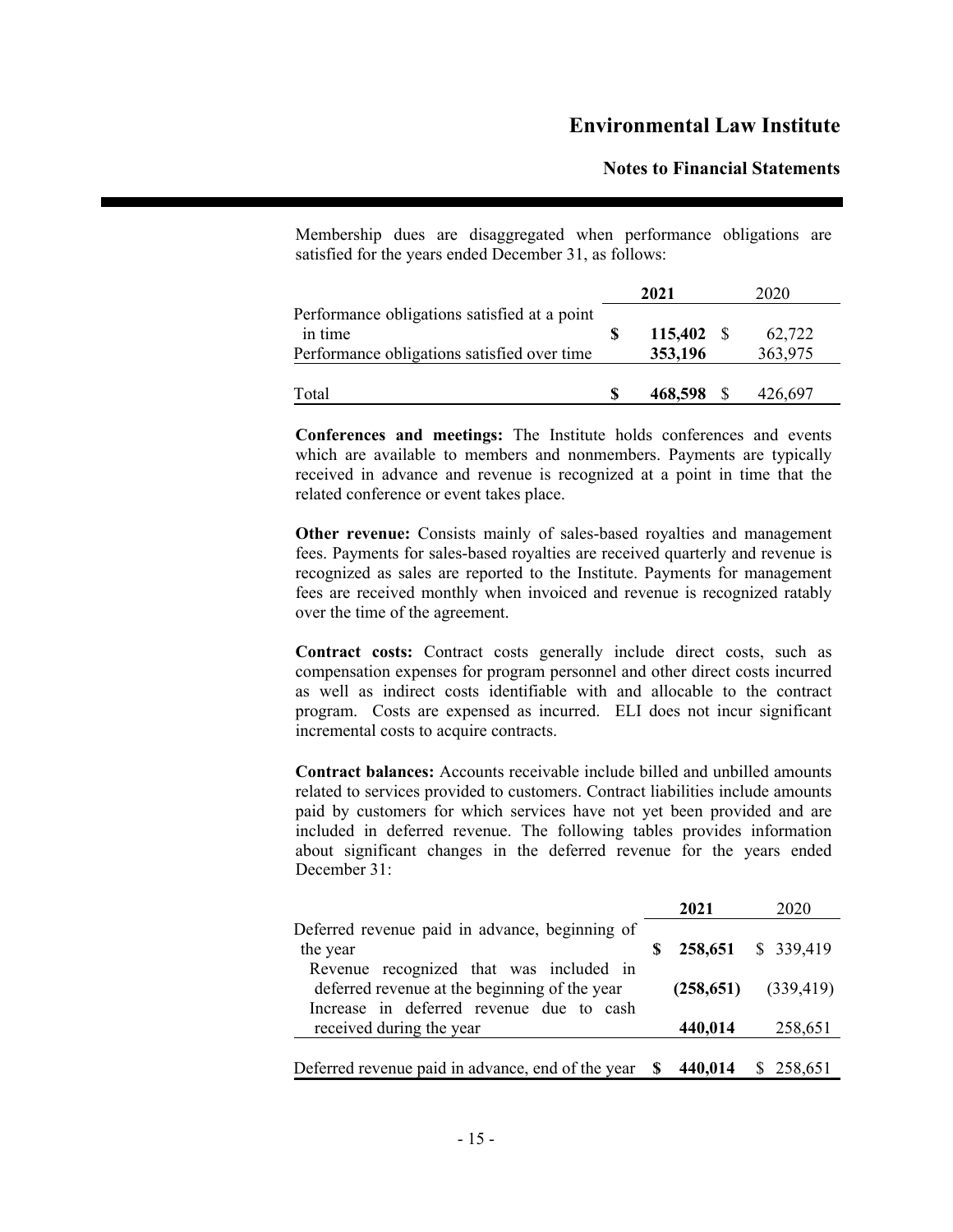Membership dues are disaggregated when performance obligations are satisfied for the years ended December 31, as follows:

| | 2021 | 2020 |
|---|---|---|
| Performance obligations satisfied at a point in time | $ 115,402 | $ 62,722 |
| Performance obligations satisfied over time | 353,196 | 363,975 |
| Total | $ 468,598 | $ 426,697 |

**Conferences and meetings:** The Institute holds conferences and events which are available to members and nonmembers. Payments are typically received in advance and revenue is recognized at a point in time that the related conference or event takes place.

**Other revenue:** Consists mainly of sales-based royalties and management fees. Payments for sales-based royalties are received quarterly and revenue is recognized as sales are reported to the Institute. Payments for management fees are received monthly when invoiced and revenue is recognized ratably over the time of the agreement.

**Contract costs:** Contract costs generally include direct costs, such as compensation expenses for program personnel and other direct costs incurred as well as indirect costs identifiable with and allocable to the contract program. Costs are expensed as incurred. ELI does not incur significant incremental costs to acquire contracts.

**Contract balances:** Accounts receivable include billed and unbilled amounts related to services provided to customers. Contract liabilities include amounts paid by customers for which services have not yet been provided and are included in deferred revenue. The following tables provides information about significant changes in the deferred revenue for the years ended December 31:

| | 2021 | 2020 |
|---|---|---|
| Deferred revenue paid in advance, beginning of the year | $ 258,651 | $ 339,419 |
| Revenue recognized that was included in deferred revenue at the beginning of the year | (258,651) | (339,419) |
| Increase in deferred revenue due to cash received during the year | 440,014 | 258,651 |
| Deferred revenue paid in advance, end of the year | $ 440,014 | $ 258,651 |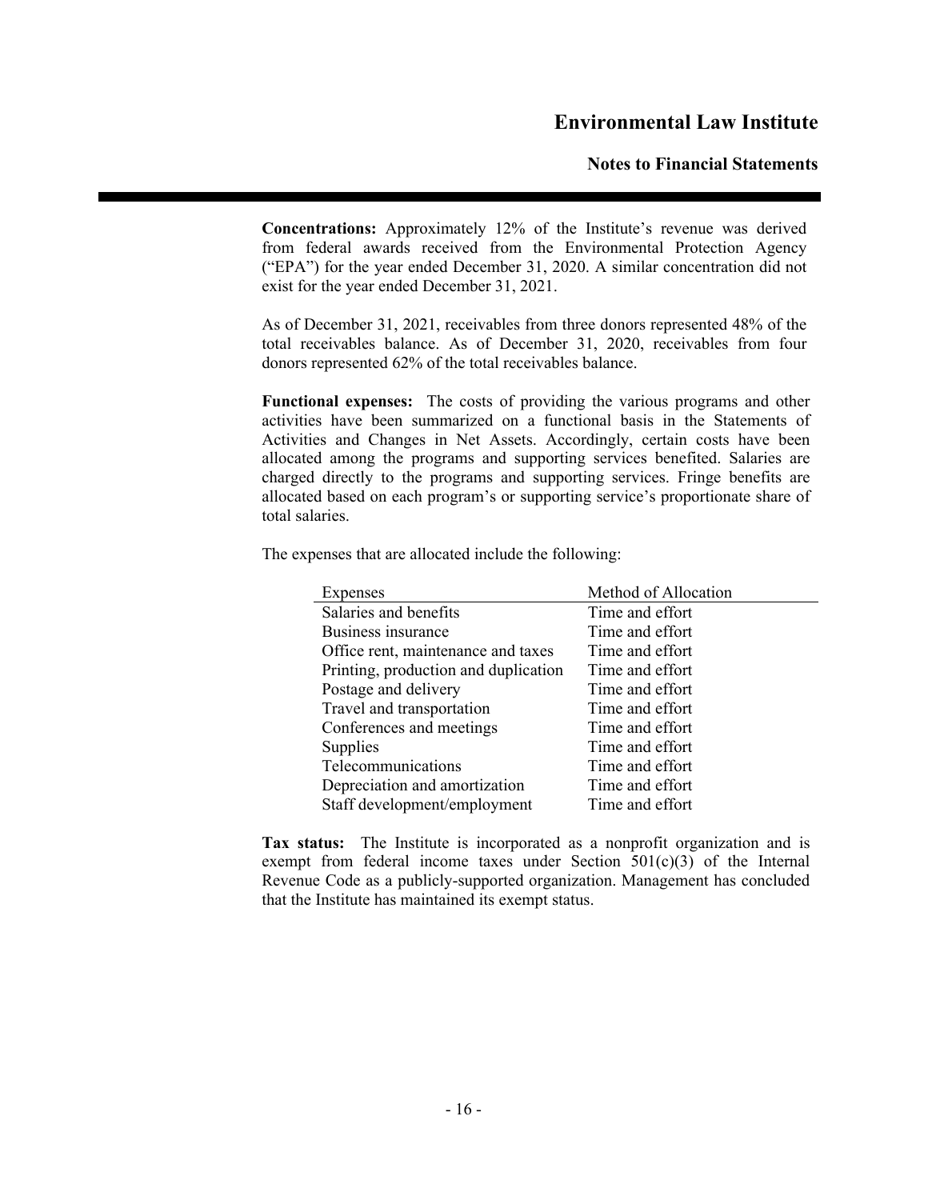**Concentrations:** Approximately 12% of the Institute's revenue was derived from federal awards received from the Environmental Protection Agency ("EPA") for the year ended December 31, 2020. A similar concentration did not exist for the year ended December 31, 2021.

As of December 31, 2021, receivables from three donors represented 48% of the total receivables balance. As of December 31, 2020, receivables from four donors represented 62% of the total receivables balance.

**Functional expenses:** The costs of providing the various programs and other activities have been summarized on a functional basis in the Statements of Activities and Changes in Net Assets. Accordingly, certain costs have been allocated among the programs and supporting services benefited. Salaries are charged directly to the programs and supporting services. Fringe benefits are allocated based on each program's or supporting service's proportionate share of total salaries.

The expenses that are allocated include the following:

| Expenses | Method of Allocation |
|---|---|
| Salaries and benefits | Time and effort |
| Business insurance | Time and effort |
| Office rent, maintenance and taxes | Time and effort |
| Printing, production and duplication | Time and effort |
| Postage and delivery | Time and effort |
| Travel and transportation | Time and effort |
| Conferences and meetings | Time and effort |
| Supplies | Time and effort |
| Telecommunications | Time and effort |
| Depreciation and amortization | Time and effort |
| Staff development/employment | Time and effort |

**Tax status:** The Institute is incorporated as a nonprofit organization and is exempt from federal income taxes under Section 501(c)(3) of the Internal Revenue Code as a publicly-supported organization. Management has concluded that the Institute has maintained its exempt status.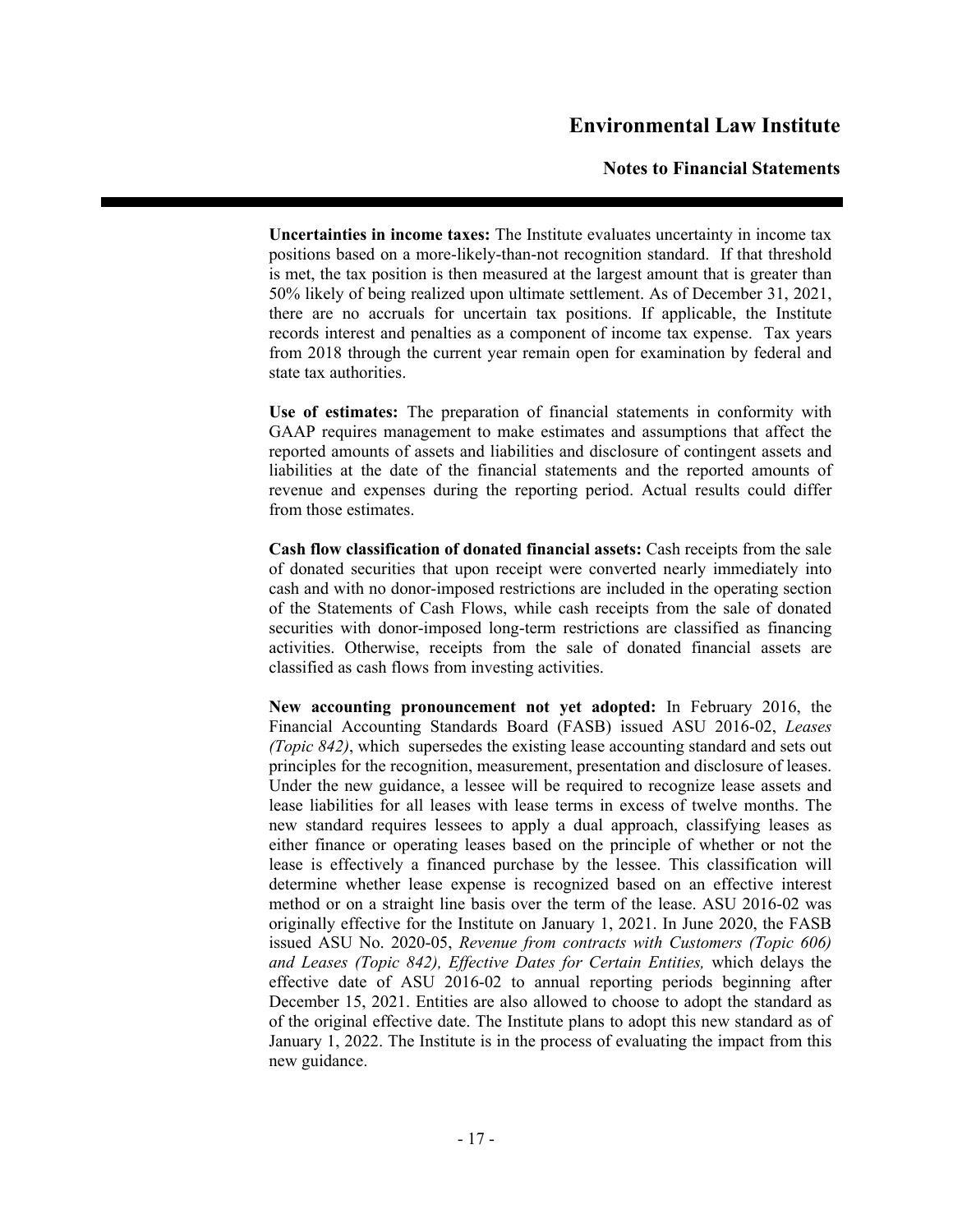**Uncertainties in income taxes:** The Institute evaluates uncertainty in income tax positions based on a more-likely-than-not recognition standard. If that threshold is met, the tax position is then measured at the largest amount that is greater than 50% likely of being realized upon ultimate settlement. As of December 31, 2021, there are no accruals for uncertain tax positions. If applicable, the Institute records interest and penalties as a component of income tax expense. Tax years from 2018 through the current year remain open for examination by federal and state tax authorities.

**Use of estimates:** The preparation of financial statements in conformity with GAAP requires management to make estimates and assumptions that affect the reported amounts of assets and liabilities and disclosure of contingent assets and liabilities at the date of the financial statements and the reported amounts of revenue and expenses during the reporting period. Actual results could differ from those estimates.

**Cash flow classification of donated financial assets:** Cash receipts from the sale of donated securities that upon receipt were converted nearly immediately into cash and with no donor-imposed restrictions are included in the operating section of the Statements of Cash Flows, while cash receipts from the sale of donated securities with donor-imposed long-term restrictions are classified as financing activities. Otherwise, receipts from the sale of donated financial assets are classified as cash flows from investing activities.

**New accounting pronouncement not yet adopted:** In February 2016, the Financial Accounting Standards Board (FASB) issued ASU 2016-02, *Leases (Topic 842)*, which supersedes the existing lease accounting standard and sets out principles for the recognition, measurement, presentation and disclosure of leases. Under the new guidance, a lessee will be required to recognize lease assets and lease liabilities for all leases with lease terms in excess of twelve months. The new standard requires lessees to apply a dual approach, classifying leases as either finance or operating leases based on the principle of whether or not the lease is effectively a financed purchase by the lessee. This classification will determine whether lease expense is recognized based on an effective interest method or on a straight line basis over the term of the lease. ASU 2016-02 was originally effective for the Institute on January 1, 2021. In June 2020, the FASB issued ASU No. 2020-05, *Revenue from contracts with Customers (Topic 606) and Leases (Topic 842), Effective Dates for Certain Entities,* which delays the effective date of ASU 2016-02 to annual reporting periods beginning after December 15, 2021. Entities are also allowed to choose to adopt the standard as of the original effective date. The Institute plans to adopt this new standard as of January 1, 2022. The Institute is in the process of evaluating the impact from this new guidance.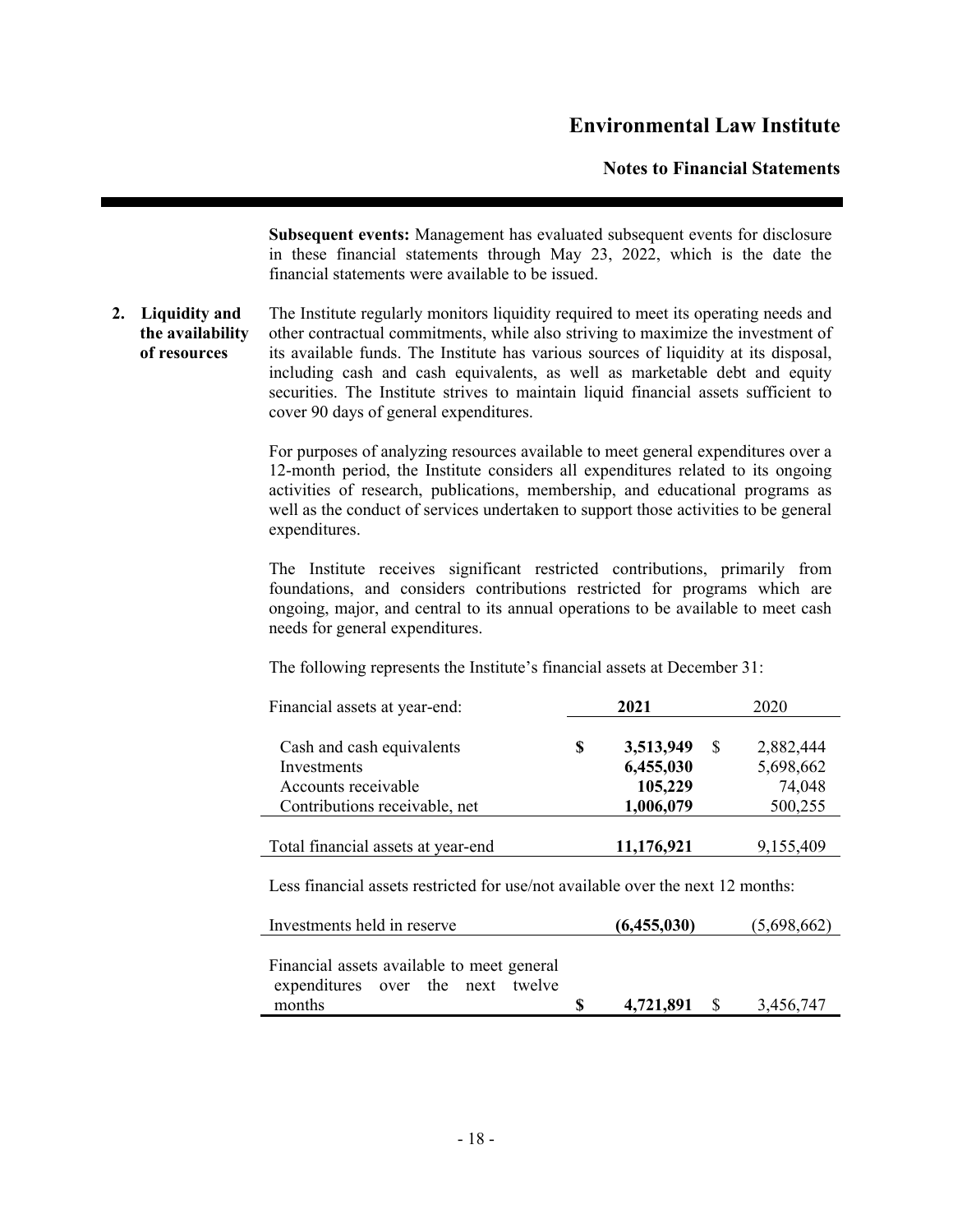**Subsequent events:** Management has evaluated subsequent events for disclosure in these financial statements through May 23, 2022, which is the date the financial statements were available to be issued.

## 2. Liquidity and the availability of resources

The Institute regularly monitors liquidity required to meet its operating needs and other contractual commitments, while also striving to maximize the investment of its available funds. The Institute has various sources of liquidity at its disposal, including cash and cash equivalents, as well as marketable debt and equity securities. The Institute strives to maintain liquid financial assets sufficient to cover 90 days of general expenditures.

For purposes of analyzing resources available to meet general expenditures over a 12-month period, the Institute considers all expenditures related to its ongoing activities of research, publications, membership, and educational programs as well as the conduct of services undertaken to support those activities to be general expenditures.

The Institute receives significant restricted contributions, primarily from foundations, and considers contributions restricted for programs which are ongoing, major, and central to its annual operations to be available to meet cash needs for general expenditures.

The following represents the Institute's financial assets at December 31:

| Financial assets at year-end: | **2021** | 2020 |
|---|---|---|
| Cash and cash equivalents | **$ 3,513,949** | $ 2,882,444 |
| Investments | **6,455,030** | 5,698,662 |
| Accounts receivable | **105,229** | 74,048 |
| Contributions receivable, net | **1,006,079** | 500,255 |
| Total financial assets at year-end | **11,176,921** | 9,155,409 |
| Less financial assets restricted for use/not available over the next 12 months: | | |
| Investments held in reserve | **(6,455,030)** | (5,698,662) |
| Financial assets available to meet general expenditures over the next twelve months | **$ 4,721,891** | $ 3,456,747 |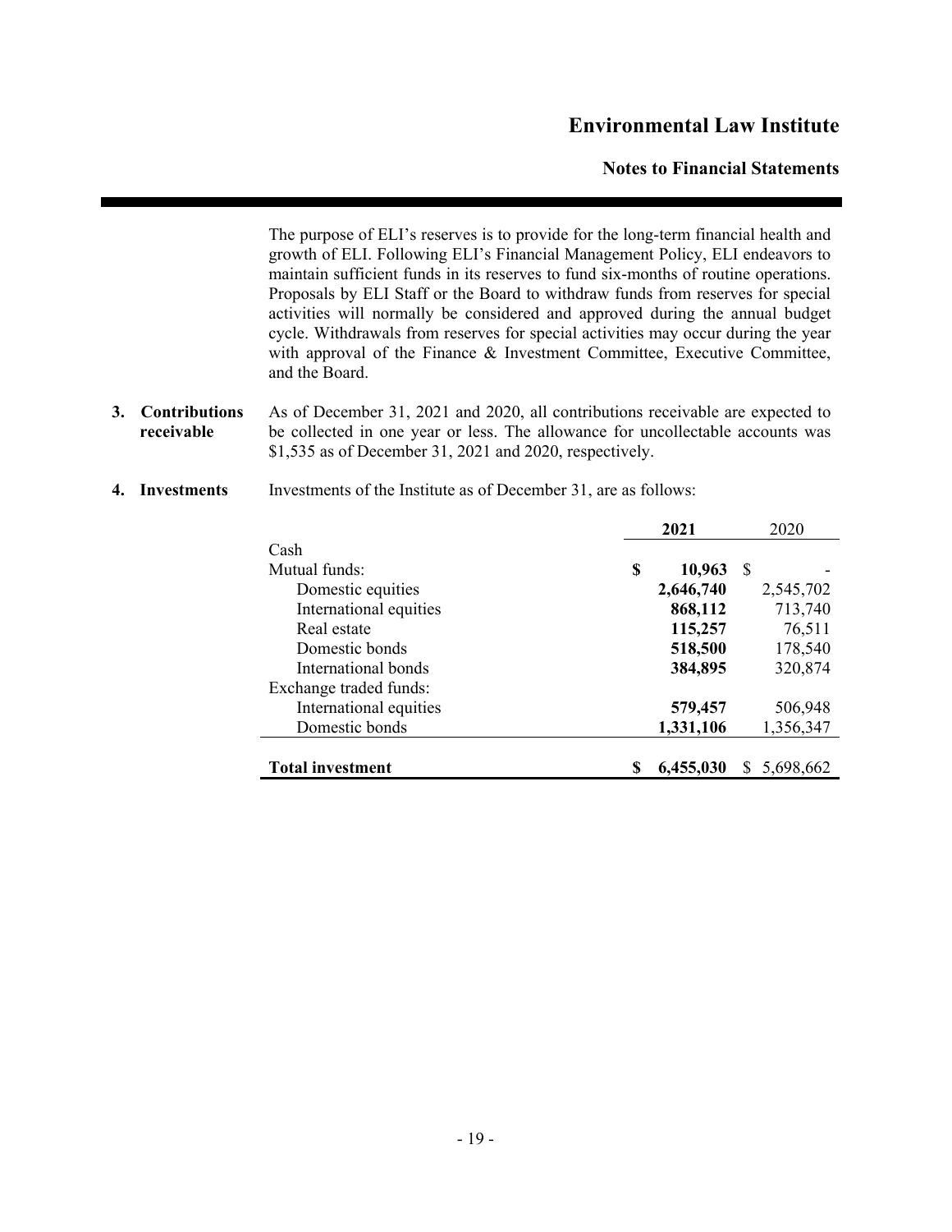The purpose of ELI's reserves is to provide for the long-term financial health and growth of ELI. Following ELI's Financial Management Policy, ELI endeavors to maintain sufficient funds in its reserves to fund six-months of routine operations. Proposals by ELI Staff or the Board to withdraw funds from reserves for special activities will normally be considered and approved during the annual budget cycle. Withdrawals from reserves for special activities may occur during the year with approval of the Finance & Investment Committee, Executive Committee, and the Board.

**3. Contributions receivable**

As of December 31, 2021 and 2020, all contributions receivable are expected to be collected in one year or less. The allowance for uncollectable accounts was $1,535 as of December 31, 2021 and 2020, respectively.

**4. Investments**

Investments of the Institute as of December 31, are as follows:

| | **2021** | 2020 |
|---|---|---|
| Cash | | |
| Mutual funds: | **$ 10,963** | $ - |
| Domestic equities | **2,646,740** | 2,545,702 |
| International equities | **868,112** | 713,740 |
| Real estate | **115,257** | 76,511 |
| Domestic bonds | **518,500** | 178,540 |
| International bonds | **384,895** | 320,874 |
| Exchange traded funds: | | |
| International equities | **579,457** | 506,948 |
| Domestic bonds | **1,331,106** | 1,356,347 |
| **Total investment** | **$ 6,455,030** | $ 5,698,662 |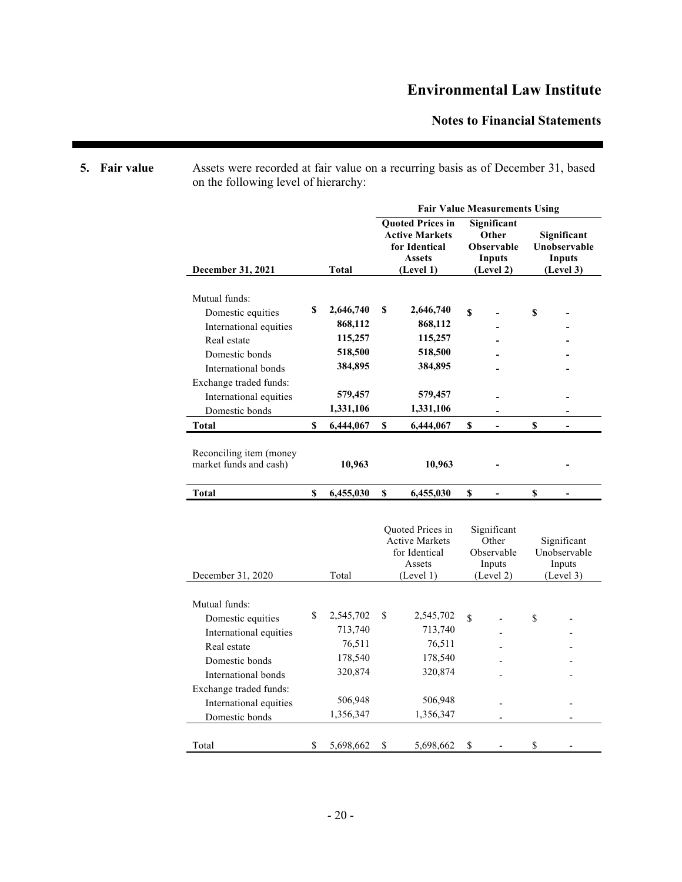## 5. Fair value

Assets were recorded at fair value on a recurring basis as of December 31, based on the following level of hierarchy:

| | | Fair Value Measurements Using | | |
|---|---|---|---|---|
| **December 31, 2021** | **Total** | **Quoted Prices in Active Markets for Identical Assets (Level 1)** | **Significant Other Observable Inputs (Level 2)** | **Significant Unobservable Inputs (Level 3)** |
| Mutual funds: | | | | |
| Domestic equities | **$ 2,646,740** | **$ 2,646,740** | **$ -** | **$ -** |
| International equities | **868,112** | **868,112** | **-** | **-** |
| Real estate | **115,257** | **115,257** | **-** | **-** |
| Domestic bonds | **518,500** | **518,500** | **-** | **-** |
| International bonds | **384,895** | **384,895** | **-** | **-** |
| Exchange traded funds: | | | | |
| International equities | **579,457** | **579,457** | **-** | **-** |
| Domestic bonds | **1,331,106** | **1,331,106** | **-** | **-** |
| **Total** | **$ 6,444,067** | **$ 6,444,067** | **$ -** | **$ -** |
| Reconciling item (money market funds and cash) | **10,963** | **10,963** | **-** | **-** |
| **Total** | **$ 6,455,030** | **$ 6,455,030** | **$ -** | **$ -** |

| December 31, 2020 | Total | Quoted Prices in Active Markets for Identical Assets (Level 1) | Significant Other Observable Inputs (Level 2) | Significant Unobservable Inputs (Level 3) |
|---|---|---|---|---|
| Mutual funds: | | | | |
| Domestic equities | $ 2,545,702 | $ 2,545,702 | $ - | $ - |
| International equities | 713,740 | 713,740 | - | - |
| Real estate | 76,511 | 76,511 | - | - |
| Domestic bonds | 178,540 | 178,540 | - | - |
| International bonds | 320,874 | 320,874 | - | - |
| Exchange traded funds: | | | | |
| International equities | 506,948 | 506,948 | - | - |
| Domestic bonds | 1,356,347 | 1,356,347 | - | - |
| Total | $ 5,698,662 | $ 5,698,662 | $ - | $ - |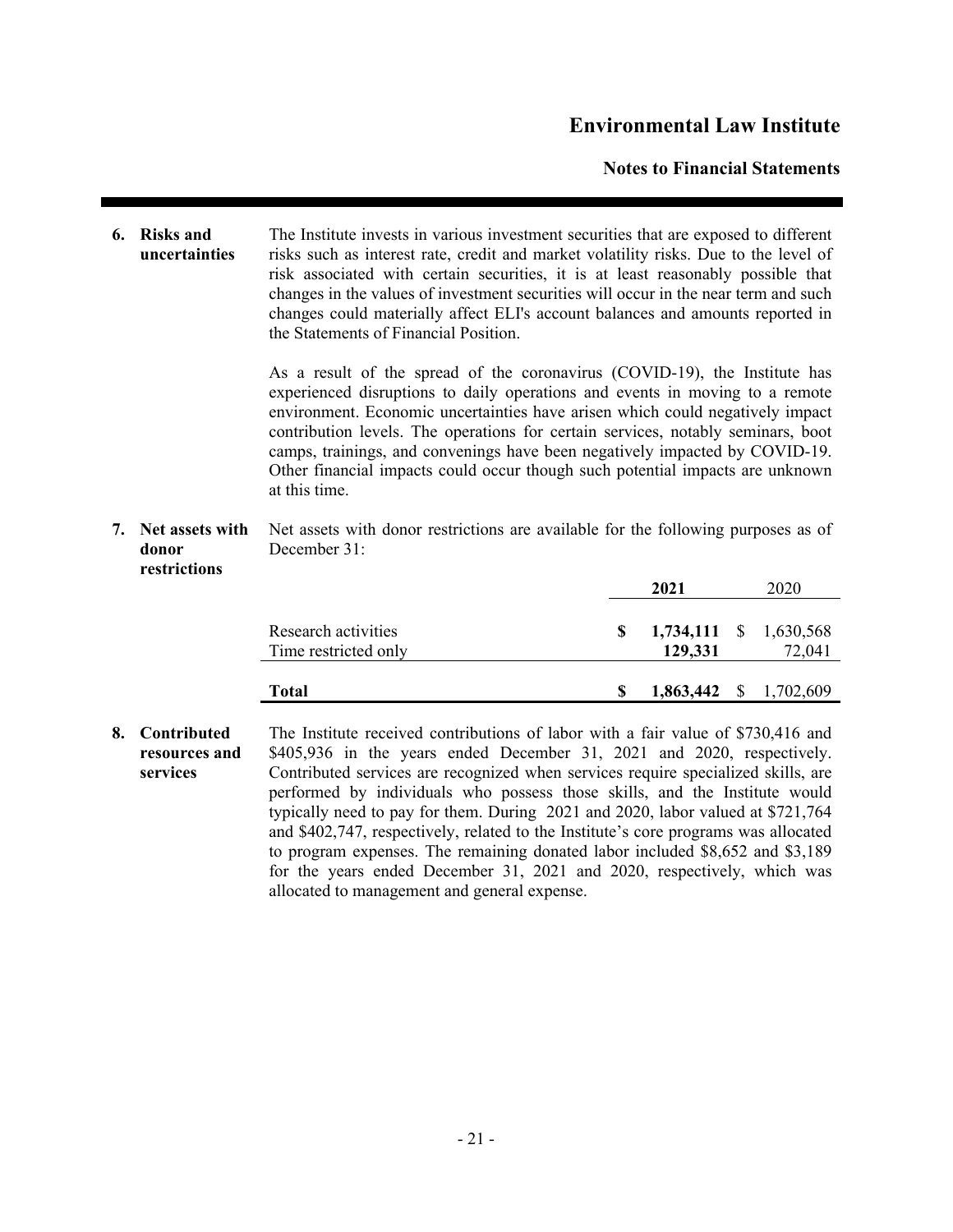## 6. Risks and uncertainties

The Institute invests in various investment securities that are exposed to different risks such as interest rate, credit and market volatility risks. Due to the level of risk associated with certain securities, it is at least reasonably possible that changes in the values of investment securities will occur in the near term and such changes could materially affect ELI's account balances and amounts reported in the Statements of Financial Position.

As a result of the spread of the coronavirus (COVID-19), the Institute has experienced disruptions to daily operations and events in moving to a remote environment. Economic uncertainties have arisen which could negatively impact contribution levels. The operations for certain services, notably seminars, boot camps, trainings, and convenings have been negatively impacted by COVID-19. Other financial impacts could occur though such potential impacts are unknown at this time.

## 7. Net assets with donor restrictions

Net assets with donor restrictions are available for the following purposes as of December 31:

| | **2021** | 2020 |
|---|---|---|
| Research activities | **$ 1,734,111** | $ 1,630,568 |
| Time restricted only | **129,331** | 72,041 |
| **Total** | **$ 1,863,442** | $ 1,702,609 |

## 8. Contributed resources and services

The Institute received contributions of labor with a fair value of $730,416 and $405,936 in the years ended December 31, 2021 and 2020, respectively. Contributed services are recognized when services require specialized skills, are performed by individuals who possess those skills, and the Institute would typically need to pay for them. During 2021 and 2020, labor valued at $721,764 and $402,747, respectively, related to the Institute's core programs was allocated to program expenses. The remaining donated labor included $8,652 and $3,189 for the years ended December 31, 2021 and 2020, respectively, which was allocated to management and general expense.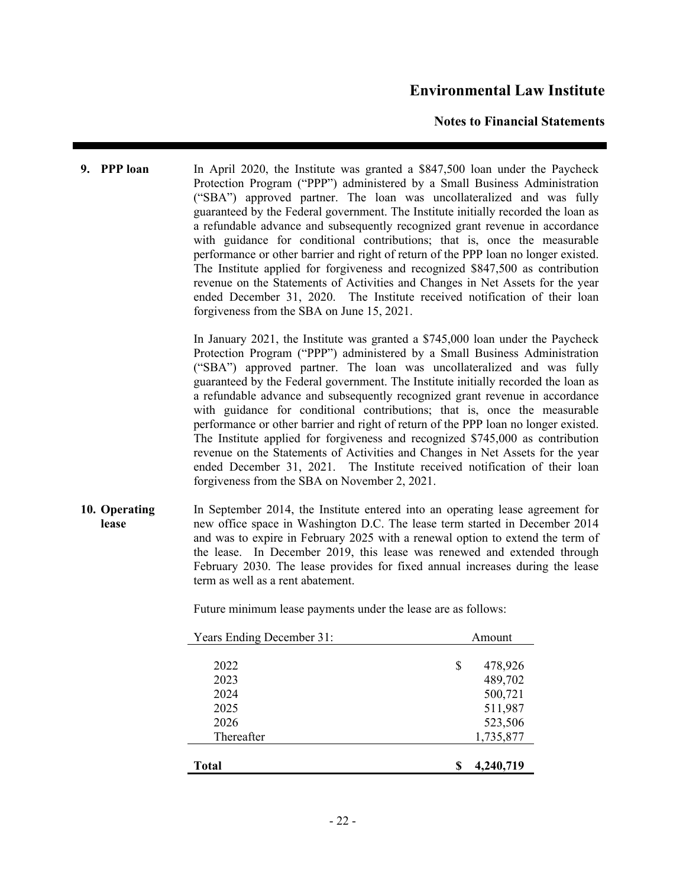## 9. PPP loan

In April 2020, the Institute was granted a $847,500 loan under the Paycheck Protection Program ("PPP") administered by a Small Business Administration ("SBA") approved partner. The loan was uncollateralized and was fully guaranteed by the Federal government. The Institute initially recorded the loan as a refundable advance and subsequently recognized grant revenue in accordance with guidance for conditional contributions; that is, once the measurable performance or other barrier and right of return of the PPP loan no longer existed. The Institute applied for forgiveness and recognized $847,500 as contribution revenue on the Statements of Activities and Changes in Net Assets for the year ended December 31, 2020. The Institute received notification of their loan forgiveness from the SBA on June 15, 2021.

In January 2021, the Institute was granted a $745,000 loan under the Paycheck Protection Program ("PPP") administered by a Small Business Administration ("SBA") approved partner. The loan was uncollateralized and was fully guaranteed by the Federal government. The Institute initially recorded the loan as a refundable advance and subsequently recognized grant revenue in accordance with guidance for conditional contributions; that is, once the measurable performance or other barrier and right of return of the PPP loan no longer existed. The Institute applied for forgiveness and recognized $745,000 as contribution revenue on the Statements of Activities and Changes in Net Assets for the year ended December 31, 2021. The Institute received notification of their loan forgiveness from the SBA on November 2, 2021.

## 10. Operating lease

In September 2014, the Institute entered into an operating lease agreement for new office space in Washington D.C. The lease term started in December 2014 and was to expire in February 2025 with a renewal option to extend the term of the lease. In December 2019, this lease was renewed and extended through February 2030. The lease provides for fixed annual increases during the lease term as well as a rent abatement.

Future minimum lease payments under the lease are as follows:

| Years Ending December 31: | Amount |
|---|---|
| 2022 | $ 478,926 |
| 2023 | 489,702 |
| 2024 | 500,721 |
| 2025 | 511,987 |
| 2026 | 523,506 |
| Thereafter | 1,735,877 |
| **Total** | **$ 4,240,719** |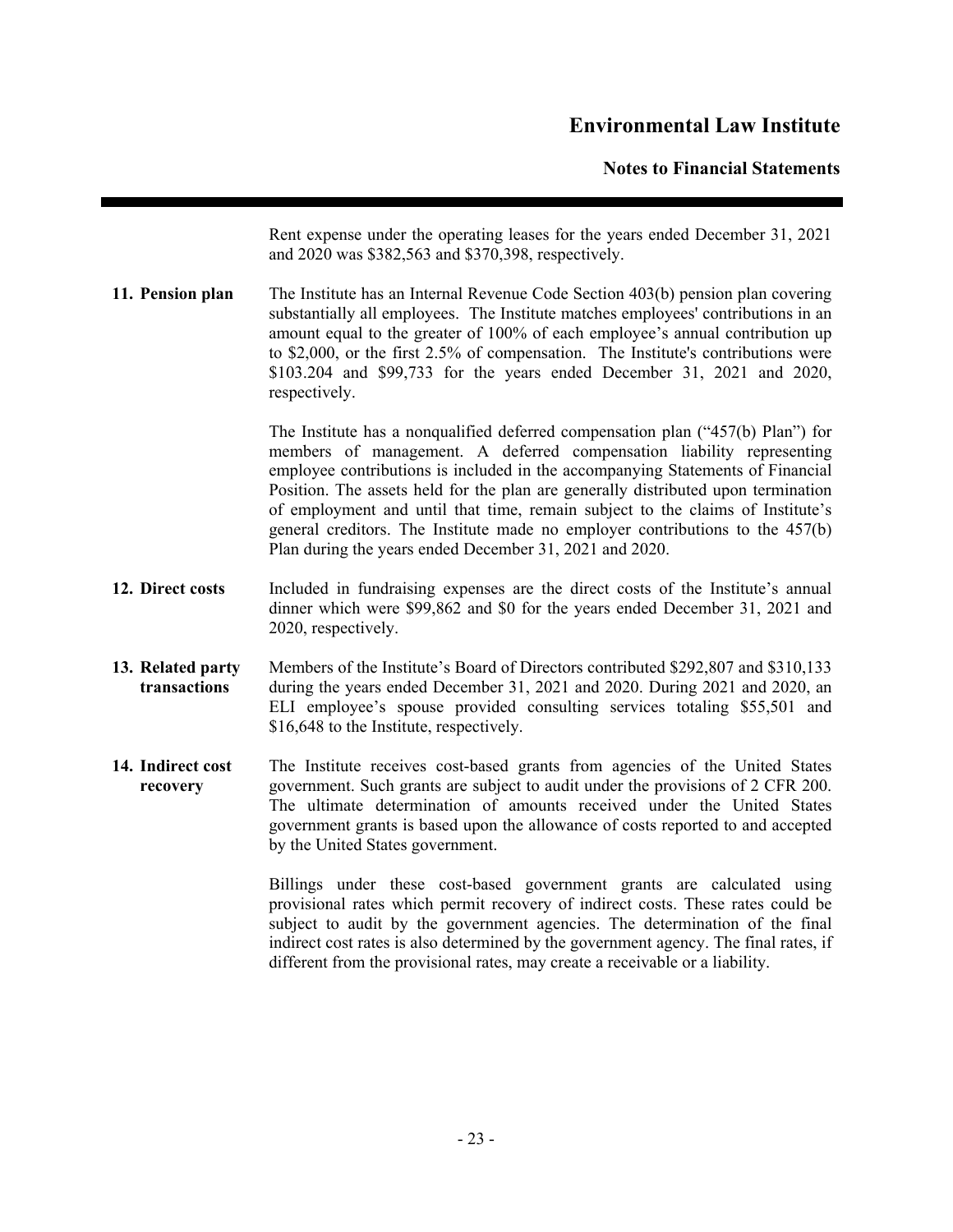Rent expense under the operating leases for the years ended December 31, 2021 and 2020 was $382,563 and $370,398, respectively.

**11. Pension plan**

The Institute has an Internal Revenue Code Section 403(b) pension plan covering substantially all employees. The Institute matches employees' contributions in an amount equal to the greater of 100% of each employee's annual contribution up to $2,000, or the first 2.5% of compensation. The Institute's contributions were $103.204 and $99,733 for the years ended December 31, 2021 and 2020, respectively.

The Institute has a nonqualified deferred compensation plan ("457(b) Plan") for members of management. A deferred compensation liability representing employee contributions is included in the accompanying Statements of Financial Position. The assets held for the plan are generally distributed upon termination of employment and until that time, remain subject to the claims of Institute's general creditors. The Institute made no employer contributions to the 457(b) Plan during the years ended December 31, 2021 and 2020.

**12. Direct costs**

Included in fundraising expenses are the direct costs of the Institute's annual dinner which were $99,862 and $0 for the years ended December 31, 2021 and 2020, respectively.

**13. Related party transactions**

Members of the Institute's Board of Directors contributed $292,807 and $310,133 during the years ended December 31, 2021 and 2020. During 2021 and 2020, an ELI employee's spouse provided consulting services totaling $55,501 and $16,648 to the Institute, respectively.

**14. Indirect cost recovery**

The Institute receives cost-based grants from agencies of the United States government. Such grants are subject to audit under the provisions of 2 CFR 200. The ultimate determination of amounts received under the United States government grants is based upon the allowance of costs reported to and accepted by the United States government.

Billings under these cost-based government grants are calculated using provisional rates which permit recovery of indirect costs. These rates could be subject to audit by the government agencies. The determination of the final indirect cost rates is also determined by the government agency. The final rates, if different from the provisional rates, may create a receivable or a liability.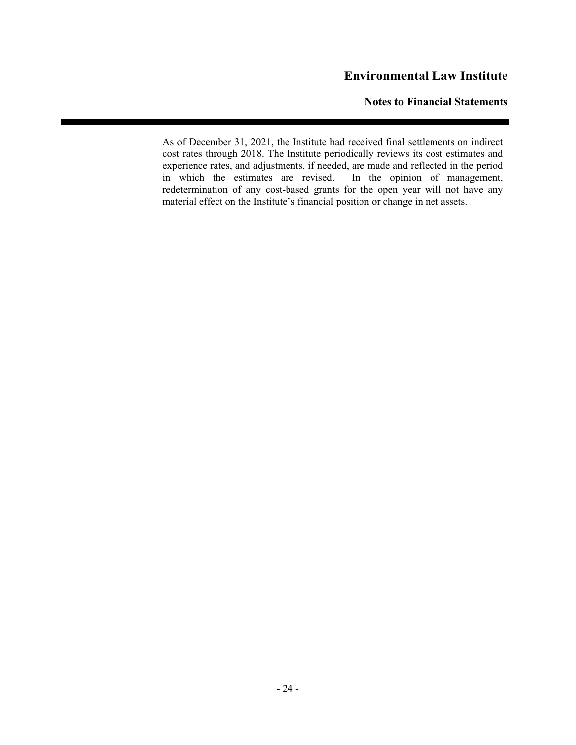As of December 31, 2021, the Institute had received final settlements on indirect cost rates through 2018. The Institute periodically reviews its cost estimates and experience rates, and adjustments, if needed, are made and reflected in the period in which the estimates are revised. In the opinion of management, redetermination of any cost-based grants for the open year will not have any material effect on the Institute's financial position or change in net assets.